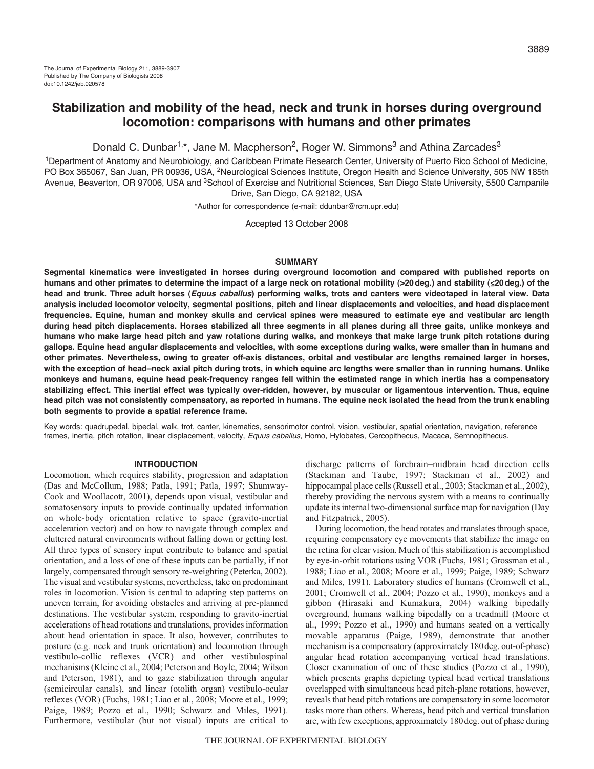The Journal of Experimental Biology 211, 3889-3907
Published by The Company of Biologists 2008
doi:10.1242/jeb.020578

# Stabilization and mobility of the head, neck and trunk in horses during overground locomotion: comparisons with humans and other primates

Donald C. Dunbar[1,*], Jane M. Macpherson[2], Roger W. Simmons[3] and Athina Zarcades[3]

[1]Department of Anatomy and Neurobiology, and Caribbean Primate Research Center, University of Puerto Rico School of Medicine, PO Box 365067, San Juan, PR 00936, USA, [2]Neurological Sciences Institute, Oregon Health and Science University, 505 NW 185th Avenue, Beaverton, OR 97006, USA and [3]School of Exercise and Nutritional Sciences, San Diego State University, 5500 Campanile Drive, San Diego, CA 92182, USA

*Author for correspondence (e-mail: ddunbar@rcm.upr.edu)

Accepted 13 October 2008

## SUMMARY

**Segmental kinematics were investigated in horses during overground locomotion and compared with published reports on humans and other primates to determine the impact of a large neck on rotational mobility (>20 deg.) and stability (≤20 deg.) of the head and trunk. Three adult horses (*Equus caballus*) performing walks, trots and canters were videotaped in lateral view. Data analysis included locomotor velocity, segmental positions, pitch and linear displacements and velocities, and head displacement frequencies. Equine, human and monkey skulls and cervical spines were measured to estimate eye and vestibular arc length during head pitch displacements. Horses stabilized all three segments in all planes during all three gaits, unlike monkeys and humans who make large head pitch and yaw rotations during walks, and monkeys that make large trunk pitch rotations during gallops. Equine head angular displacements and velocities, with some exceptions during walks, were smaller than in humans and other primates. Nevertheless, owing to greater off-axis distances, orbital and vestibular arc lengths remained larger in horses, with the exception of head–neck axial pitch during trots, in which equine arc lengths were smaller than in running humans. Unlike monkeys and humans, equine head peak-frequency ranges fell within the estimated range in which inertia has a compensatory stabilizing effect. This inertial effect was typically over-ridden, however, by muscular or ligamentous intervention. Thus, equine head pitch was not consistently compensatory, as reported in humans. The equine neck isolated the head from the trunk enabling both segments to provide a spatial reference frame.**

Key words: quadrupedal, bipedal, walk, trot, canter, kinematics, sensorimotor control, vision, vestibular, spatial orientation, navigation, reference frames, inertia, pitch rotation, linear displacement, velocity, *Equus caballus*, Homo, Hylobates, Cercopithecus, Macaca, Semnopithecus.

## INTRODUCTION

Locomotion, which requires stability, progression and adaptation (Das and McCollum, 1988; Patla, 1991; Patla, 1997; Shumway-Cook and Woollacott, 2001), depends upon visual, vestibular and somatosensory inputs to provide continually updated information on whole-body orientation relative to space (gravito-inertial acceleration vector) and on how to navigate through complex and cluttered natural environments without falling down or getting lost. All three types of sensory input contribute to balance and spatial orientation, and a loss of one of these inputs can be partially, if not largely, compensated through sensory re-weighting (Peterka, 2002). The visual and vestibular systems, nevertheless, take on predominant roles in locomotion. Vision is central to adapting step patterns on uneven terrain, for avoiding obstacles and arriving at pre-planned destinations. The vestibular system, responding to gravito-inertial accelerations of head rotations and translations, provides information about head orientation in space. It also, however, contributes to posture (e.g. neck and trunk orientation) and locomotion through vestibulo-collic reflexes (VCR) and other vestibulospinal mechanisms (Kleine et al., 2004; Peterson and Boyle, 2004; Wilson and Peterson, 1981), and to gaze stabilization through angular (semicircular canals), and linear (otolith organ) vestibulo-ocular reflexes (VOR) (Fuchs, 1981; Liao et al., 2008; Moore et al., 1999; Paige, 1989; Pozzo et al., 1990; Schwarz and Miles, 1991). Furthermore, vestibular (but not visual) inputs are critical to discharge patterns of forebrain–midbrain head direction cells (Stackman and Taube, 1997; Stackman et al., 2002) and hippocampal place cells (Russell et al., 2003; Stackman et al., 2002), thereby providing the nervous system with a means to continually update its internal two-dimensional surface map for navigation (Day and Fitzpatrick, 2005).

During locomotion, the head rotates and translates through space, requiring compensatory eye movements that stabilize the image on the retina for clear vision. Much of this stabilization is accomplished by eye-in-orbit rotations using VOR (Fuchs, 1981; Grossman et al., 1988; Liao et al., 2008; Moore et al., 1999; Paige, 1989; Schwarz and Miles, 1991). Laboratory studies of humans (Cromwell et al., 2001; Cromwell et al., 2004; Pozzo et al., 1990), monkeys and a gibbon (Hirasaki and Kumakura, 2004) walking bipedally overground, humans walking bipedally on a treadmill (Moore et al., 1999; Pozzo et al., 1990) and humans seated on a vertically movable apparatus (Paige, 1989), demonstrate that another mechanism is a compensatory (approximately 180 deg. out-of-phase) angular head rotation accompanying vertical head translations. Closer examination of one of these studies (Pozzo et al., 1990), which presents graphs depicting typical head vertical translations overlapped with simultaneous head pitch-plane rotations, however, reveals that head pitch rotations are compensatory in some locomotor tasks more than others. Whereas, head pitch and vertical translation are, with few exceptions, approximately 180 deg. out of phase during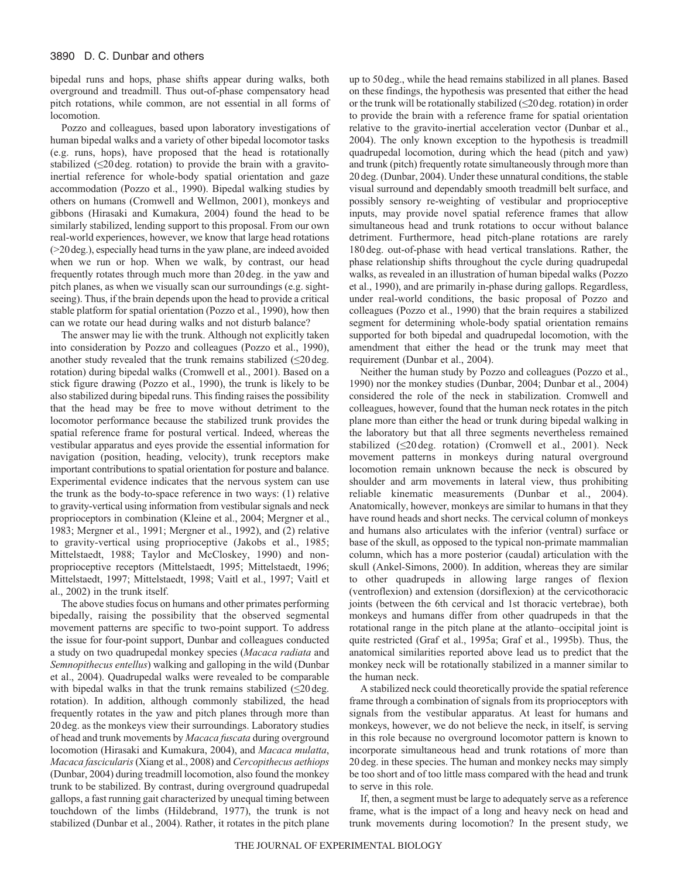bipedal runs and hops, phase shifts appear during walks, both overground and treadmill. Thus out-of-phase compensatory head pitch rotations, while common, are not essential in all forms of locomotion.

Pozzo and colleagues, based upon laboratory investigations of human bipedal walks and a variety of other bipedal locomotor tasks (e.g. runs, hops), have proposed that the head is rotationally stabilized (≤20 deg. rotation) to provide the brain with a gravito-inertial reference for whole-body spatial orientation and gaze accommodation (Pozzo et al., 1990). Bipedal walking studies by others on humans (Cromwell and Wellmon, 2001), monkeys and gibbons (Hirasaki and Kumakura, 2004) found the head to be similarly stabilized, lending support to this proposal. From our own real-world experiences, however, we know that large head rotations (>20 deg.), especially head turns in the yaw plane, are indeed avoided when we run or hop. When we walk, by contrast, our head frequently rotates through much more than 20 deg. in the yaw and pitch planes, as when we visually scan our surroundings (e.g. sight-seeing). Thus, if the brain depends upon the head to provide a critical stable platform for spatial orientation (Pozzo et al., 1990), how then can we rotate our head during walks and not disturb balance?

The answer may lie with the trunk. Although not explicitly taken into consideration by Pozzo and colleagues (Pozzo et al., 1990), another study revealed that the trunk remains stabilized (≤20 deg. rotation) during bipedal walks (Cromwell et al., 2001). Based on a stick figure drawing (Pozzo et al., 1990), the trunk is likely to be also stabilized during bipedal runs. This finding raises the possibility that the head may be free to move without detriment to the locomotor performance because the stabilized trunk provides the spatial reference frame for postural vertical. Indeed, whereas the vestibular apparatus and eyes provide the essential information for navigation (position, heading, velocity), trunk receptors make important contributions to spatial orientation for posture and balance. Experimental evidence indicates that the nervous system can use the trunk as the body-to-space reference in two ways: (1) relative to gravity-vertical using information from vestibular signals and neck proprioceptors in combination (Kleine et al., 2004; Mergner et al., 1983; Mergner et al., 1991; Mergner et al., 1992), and (2) relative to gravity-vertical using proprioceptive (Jakobs et al., 1985; Mittelstaedt, 1988; Taylor and McCloskey, 1990) and non-proprioceptive receptors (Mittelstaedt, 1995; Mittelstaedt, 1996; Mittelstaedt, 1997; Mittelstaedt, 1998; Vaitl et al., 1997; Vaitl et al., 2002) in the trunk itself.

The above studies focus on humans and other primates performing bipedally, raising the possibility that the observed segmental movement patterns are specific to two-point support. To address the issue for four-point support, Dunbar and colleagues conducted a study on two quadrupedal monkey species (*Macaca radiata* and *Semnopithecus entellus*) walking and galloping in the wild (Dunbar et al., 2004). Quadrupedal walks were revealed to be comparable with bipedal walks in that the trunk remains stabilized (≤20 deg. rotation). In addition, although commonly stabilized, the head frequently rotates in the yaw and pitch planes through more than 20 deg. as the monkeys view their surroundings. Laboratory studies of head and trunk movements by *Macaca fuscata* during overground locomotion (Hirasaki and Kumakura, 2004), and *Macaca mulatta*, *Macaca fascicularis* (Xiang et al., 2008) and *Cercopithecus aethiops* (Dunbar, 2004) during treadmill locomotion, also found the monkey trunk to be stabilized. By contrast, during overground quadrupedal gallops, a fast running gait characterized by unequal timing between touchdown of the limbs (Hildebrand, 1977), the trunk is not stabilized (Dunbar et al., 2004). Rather, it rotates in the pitch plane up to 50 deg., while the head remains stabilized in all planes. Based on these findings, the hypothesis was presented that either the head or the trunk will be rotationally stabilized (≤20 deg. rotation) in order to provide the brain with a reference frame for spatial orientation relative to the gravito-inertial acceleration vector (Dunbar et al., 2004). The only known exception to the hypothesis is treadmill quadrupedal locomotion, during which the head (pitch and yaw) and trunk (pitch) frequently rotate simultaneously through more than 20 deg. (Dunbar, 2004). Under these unnatural conditions, the stable visual surround and dependably smooth treadmill belt surface, and possibly sensory re-weighting of vestibular and proprioceptive inputs, may provide novel spatial reference frames that allow simultaneous head and trunk rotations to occur without balance detriment. Furthermore, head pitch-plane rotations are rarely 180 deg. out-of-phase with head vertical translations. Rather, the phase relationship shifts throughout the cycle during quadrupedal walks, as revealed in an illustration of human bipedal walks (Pozzo et al., 1990), and are primarily in-phase during gallops. Regardless, under real-world conditions, the basic proposal of Pozzo and colleagues (Pozzo et al., 1990) that the brain requires a stabilized segment for determining whole-body spatial orientation remains supported for both bipedal and quadrupedal locomotion, with the amendment that either the head or the trunk may meet that requirement (Dunbar et al., 2004).

Neither the human study by Pozzo and colleagues (Pozzo et al., 1990) nor the monkey studies (Dunbar, 2004; Dunbar et al., 2004) considered the role of the neck in stabilization. Cromwell and colleagues, however, found that the human neck rotates in the pitch plane more than either the head or trunk during bipedal walking in the laboratory but that all three segments nevertheless remained stabilized (≤20 deg. rotation) (Cromwell et al., 2001). Neck movement patterns in monkeys during natural overground locomotion remain unknown because the neck is obscured by shoulder and arm movements in lateral view, thus prohibiting reliable kinematic measurements (Dunbar et al., 2004). Anatomically, however, monkeys are similar to humans in that they have round heads and short necks. The cervical column of monkeys and humans also articulates with the inferior (ventral) surface or base of the skull, as opposed to the typical non-primate mammalian column, which has a more posterior (caudal) articulation with the skull (Ankel-Simons, 2000). In addition, whereas they are similar to other quadrupeds in allowing large ranges of flexion (ventroflexion) and extension (dorsiflexion) at the cervicothoracic joints (between the 6th cervical and 1st thoracic vertebrae), both monkeys and humans differ from other quadrupeds in that the rotational range in the pitch plane at the atlanto–occipital joint is quite restricted (Graf et al., 1995a; Graf et al., 1995b). Thus, the anatomical similarities reported above lead us to predict that the monkey neck will be rotationally stabilized in a manner similar to the human neck.

A stabilized neck could theoretically provide the spatial reference frame through a combination of signals from its proprioceptors with signals from the vestibular apparatus. At least for humans and monkeys, however, we do not believe the neck, in itself, is serving in this role because no overground locomotor pattern is known to incorporate simultaneous head and trunk rotations of more than 20 deg. in these species. The human and monkey necks may simply be too short and of too little mass compared with the head and trunk to serve in this role.

If, then, a segment must be large to adequately serve as a reference frame, what is the impact of a long and heavy neck on head and trunk movements during locomotion? In the present study, we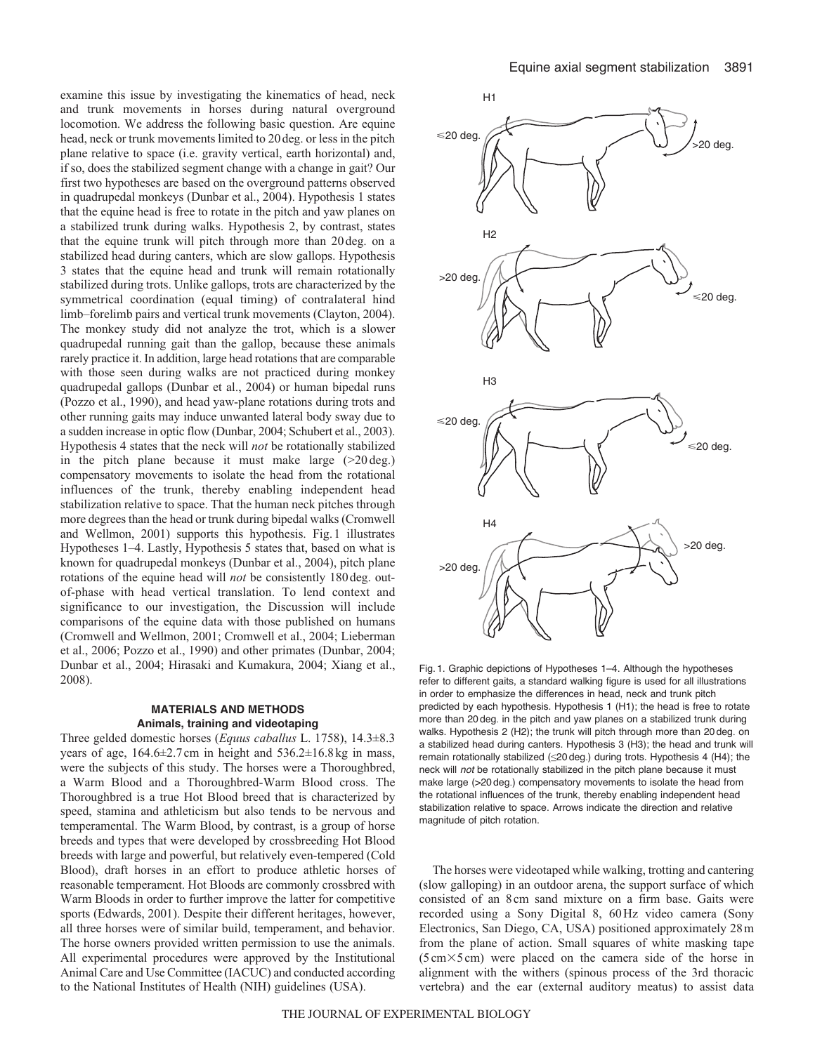examine this issue by investigating the kinematics of head, neck and trunk movements in horses during natural overground locomotion. We address the following basic question. Are equine head, neck or trunk movements limited to 20 deg. or less in the pitch plane relative to space (i.e. gravity vertical, earth horizontal) and, if so, does the stabilized segment change with a change in gait? Our first two hypotheses are based on the overground patterns observed in quadrupedal monkeys (Dunbar et al., 2004). Hypothesis 1 states that the equine head is free to rotate in the pitch and yaw planes on a stabilized trunk during walks. Hypothesis 2, by contrast, states that the equine trunk will pitch through more than 20 deg. on a stabilized head during canters, which are slow gallops. Hypothesis 3 states that the equine head and trunk will remain rotationally stabilized during trots. Unlike gallops, trots are characterized by the symmetrical coordination (equal timing) of contralateral hind limb–forelimb pairs and vertical trunk movements (Clayton, 2004). The monkey study did not analyze the trot, which is a slower quadrupedal running gait than the gallop, because these animals rarely practice it. In addition, large head rotations that are comparable with those seen during walks are not practiced during monkey quadrupedal gallops (Dunbar et al., 2004) or human bipedal runs (Pozzo et al., 1990), and head yaw-plane rotations during trots and other running gaits may induce unwanted lateral body sway due to a sudden increase in optic flow (Dunbar, 2004; Schubert et al., 2003). Hypothesis 4 states that the neck will *not* be rotationally stabilized in the pitch plane because it must make large (>20 deg.) compensatory movements to isolate the head from the rotational influences of the trunk, thereby enabling independent head stabilization relative to space. That the human neck pitches through more degrees than the head or trunk during bipedal walks (Cromwell and Wellmon, 2001) supports this hypothesis. Fig. 1 illustrates Hypotheses 1–4. Lastly, Hypothesis 5 states that, based on what is known for quadrupedal monkeys (Dunbar et al., 2004), pitch plane rotations of the equine head will *not* be consistently 180 deg. out-of-phase with head vertical translation. To lend context and significance to our investigation, the Discussion will include comparisons of the equine data with those published on humans (Cromwell and Wellmon, 2001; Cromwell et al., 2004; Lieberman et al., 2006; Pozzo et al., 1990) and other primates (Dunbar, 2004; Dunbar et al., 2004; Hirasaki and Kumakura, 2004; Xiang et al., 2008).

Fig. 1. Graphic depictions of Hypotheses 1–4. Although the hypotheses refer to different gaits, a standard walking figure is used for all illustrations in order to emphasize the differences in head, neck and trunk pitch predicted by each hypothesis. Hypothesis 1 (H1); the head is free to rotate more than 20 deg. in the pitch and yaw planes on a stabilized trunk during walks. Hypothesis 2 (H2); the trunk will pitch through more than 20 deg. on a stabilized head during canters. Hypothesis 3 (H3); the head and trunk will remain rotationally stabilized (≤20 deg.) during trots. Hypothesis 4 (H4); the neck will *not* be rotationally stabilized in the pitch plane because it must make large (>20 deg.) compensatory movements to isolate the head from the rotational influences of the trunk, thereby enabling independent head stabilization relative to space. Arrows indicate the direction and relative magnitude of pitch rotation.

## MATERIALS AND METHODS

### Animals, training and videotaping

Three gelded domestic horses (*Equus caballus* L. 1758), 14.3±8.3 years of age, 164.6±2.7 cm in height and 536.2±16.8 kg in mass, were the subjects of this study. The horses were a Thoroughbred, a Warm Blood and a Thoroughbred-Warm Blood cross. The Thoroughbred is a true Hot Blood breed that is characterized by speed, stamina and athleticism but also tends to be nervous and temperamental. The Warm Blood, by contrast, is a group of horse breeds and types that were developed by crossbreeding Hot Blood breeds with large and powerful, but relatively even-tempered (Cold Blood), draft horses in an effort to produce athletic horses of reasonable temperament. Hot Bloods are commonly crossbred with Warm Bloods in order to further improve the latter for competitive sports (Edwards, 2001). Despite their different heritages, however, all three horses were of similar build, temperament, and behavior. The horse owners provided written permission to use the animals. All experimental procedures were approved by the Institutional Animal Care and Use Committee (IACUC) and conducted according to the National Institutes of Health (NIH) guidelines (USA).

The horses were videotaped while walking, trotting and cantering (slow galloping) in an outdoor arena, the support surface of which consisted of an 8 cm sand mixture on a firm base. Gaits were recorded using a Sony Digital 8, 60 Hz video camera (Sony Electronics, San Diego, CA, USA) positioned approximately 28 m from the plane of action. Small squares of white masking tape (5 cm×5 cm) were placed on the camera side of the horse in alignment with the withers (spinous process of the 3rd thoracic vertebra) and the ear (external auditory meatus) to assist data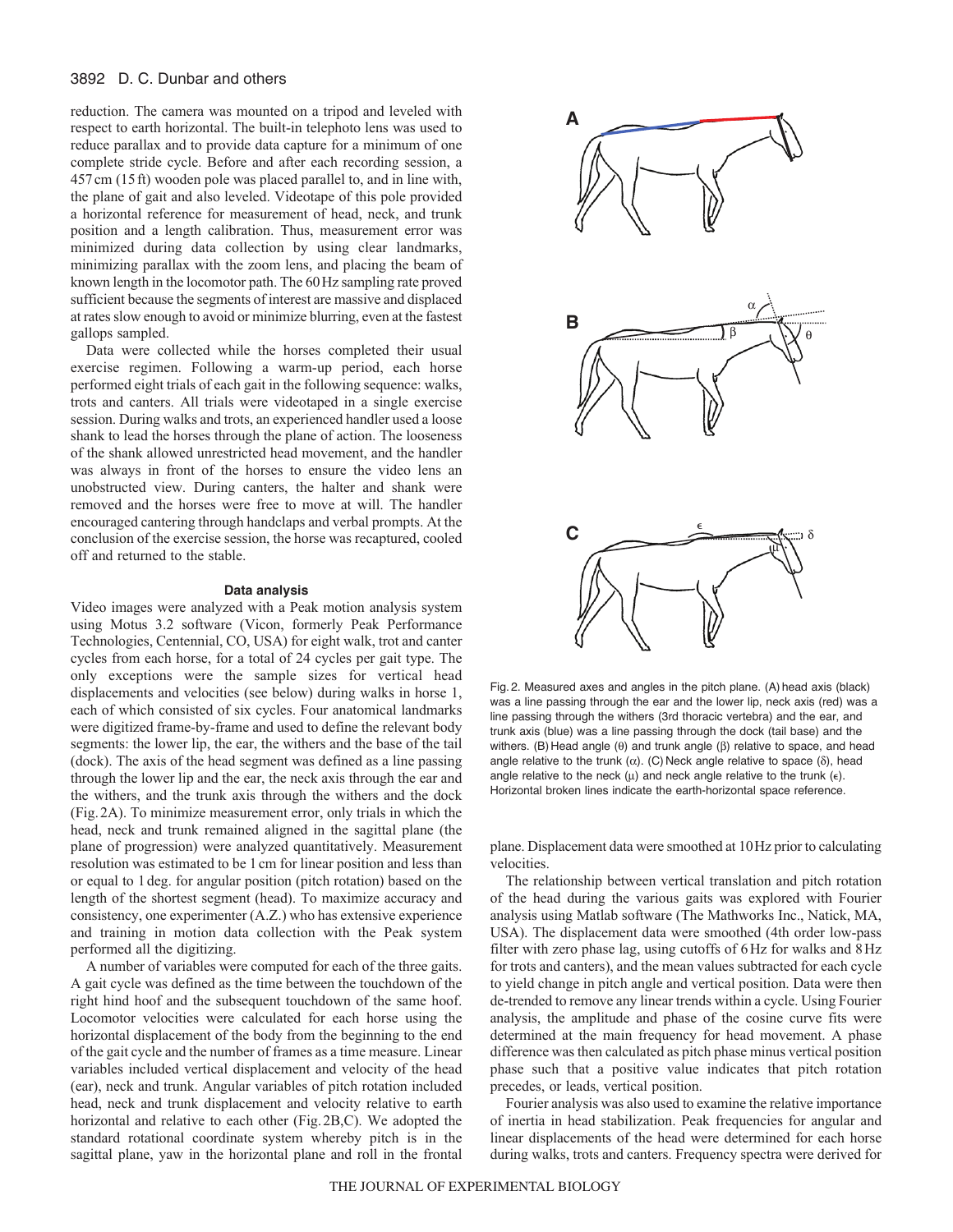reduction. The camera was mounted on a tripod and leveled with respect to earth horizontal. The built-in telephoto lens was used to reduce parallax and to provide data capture for a minimum of one complete stride cycle. Before and after each recording session, a 457 cm (15 ft) wooden pole was placed parallel to, and in line with, the plane of gait and also leveled. Videotape of this pole provided a horizontal reference for measurement of head, neck, and trunk position and a length calibration. Thus, measurement error was minimized during data collection by using clear landmarks, minimizing parallax with the zoom lens, and placing the beam of known length in the locomotor path. The 60 Hz sampling rate proved sufficient because the segments of interest are massive and displaced at rates slow enough to avoid or minimize blurring, even at the fastest gallops sampled.

Data were collected while the horses completed their usual exercise regimen. Following a warm-up period, each horse performed eight trials of each gait in the following sequence: walks, trots and canters. All trials were videotaped in a single exercise session. During walks and trots, an experienced handler used a loose shank to lead the horses through the plane of action. The looseness of the shank allowed unrestricted head movement, and the handler was always in front of the horses to ensure the video lens an unobstructed view. During canters, the halter and shank were removed and the horses were free to move at will. The handler encouraged cantering through handclaps and verbal prompts. At the conclusion of the exercise session, the horse was recaptured, cooled off and returned to the stable.

### Data analysis

Video images were analyzed with a Peak motion analysis system using Motus 3.2 software (Vicon, formerly Peak Performance Technologies, Centennial, CO, USA) for eight walk, trot and canter cycles from each horse, for a total of 24 cycles per gait type. The only exceptions were the sample sizes for vertical head displacements and velocities (see below) during walks in horse 1, each of which consisted of six cycles. Four anatomical landmarks were digitized frame-by-frame and used to define the relevant body segments: the lower lip, the ear, the withers and the base of the tail (dock). The axis of the head segment was defined as a line passing through the lower lip and the ear, the neck axis through the ear and the withers, and the trunk axis through the withers and the dock (Fig. 2A). To minimize measurement error, only trials in which the head, neck and trunk remained aligned in the sagittal plane (the plane of progression) were analyzed quantitatively. Measurement resolution was estimated to be 1 cm for linear position and less than or equal to 1 deg. for angular position (pitch rotation) based on the length of the shortest segment (head). To maximize accuracy and consistency, one experimenter (A.Z.) who has extensive experience and training in motion data collection with the Peak system performed all the digitizing.

A number of variables were computed for each of the three gaits. A gait cycle was defined as the time between the touchdown of the right hind hoof and the subsequent touchdown of the same hoof. Locomotor velocities were calculated for each horse using the horizontal displacement of the body from the beginning to the end of the gait cycle and the number of frames as a time measure. Linear variables included vertical displacement and velocity of the head (ear), neck and trunk. Angular variables of pitch rotation included head, neck and trunk displacement and velocity relative to earth horizontal and relative to each other (Fig. 2B,C). We adopted the standard rotational coordinate system whereby pitch is in the sagittal plane, yaw in the horizontal plane and roll in the frontal plane. Displacement data were smoothed at 10 Hz prior to calculating velocities.

A

B

α

β

θ

C

ϵ

δ

μ

Fig. 2. Measured axes and angles in the pitch plane. (A) head axis (black) was a line passing through the ear and the lower lip, neck axis (red) was a line passing through the withers (3rd thoracic vertebra) and the ear, and trunk axis (blue) was a line passing through the dock (tail base) and the withers. (B) Head angle (θ) and trunk angle (β) relative to space, and head angle relative to the trunk (α). (C) Neck angle relative to space (δ), head angle relative to the neck (μ) and neck angle relative to the trunk (ϵ). Horizontal broken lines indicate the earth-horizontal space reference.

The relationship between vertical translation and pitch rotation of the head during the various gaits was explored with Fourier analysis using Matlab software (The Mathworks Inc., Natick, MA, USA). The displacement data were smoothed (4th order low-pass filter with zero phase lag, using cutoffs of 6 Hz for walks and 8 Hz for trots and canters), and the mean values subtracted for each cycle to yield change in pitch angle and vertical position. Data were then de-trended to remove any linear trends within a cycle. Using Fourier analysis, the amplitude and phase of the cosine curve fits were determined at the main frequency for head movement. A phase difference was then calculated as pitch phase minus vertical position phase such that a positive value indicates that pitch rotation precedes, or leads, vertical position.

Fourier analysis was also used to examine the relative importance of inertia in head stabilization. Peak frequencies for angular and linear displacements of the head were determined for each horse during walks, trots and canters. Frequency spectra were derived for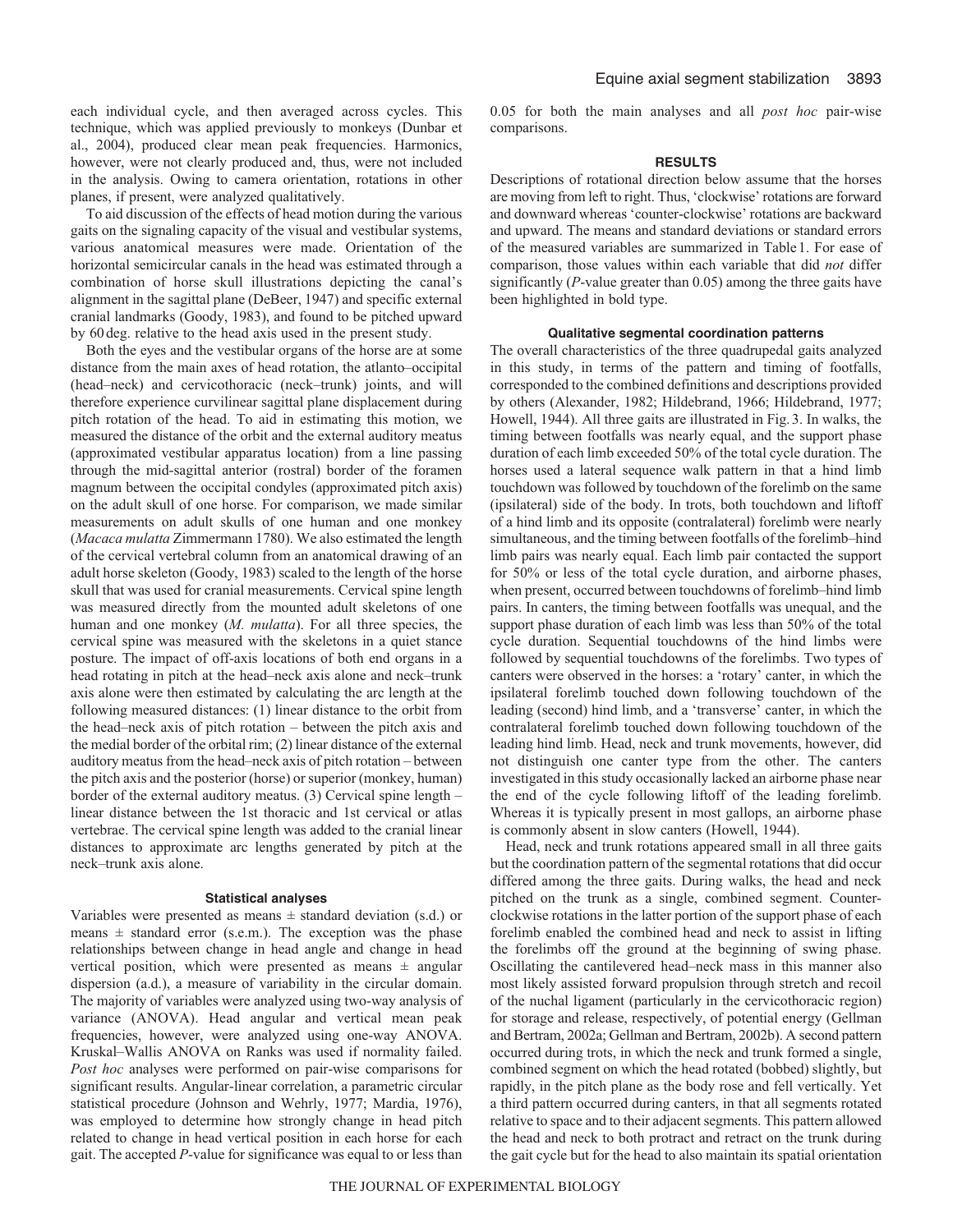each individual cycle, and then averaged across cycles. This technique, which was applied previously to monkeys (Dunbar et al., 2004), produced clear mean peak frequencies. Harmonics, however, were not clearly produced and, thus, were not included in the analysis. Owing to camera orientation, rotations in other planes, if present, were analyzed qualitatively.

To aid discussion of the effects of head motion during the various gaits on the signaling capacity of the visual and vestibular systems, various anatomical measures were made. Orientation of the horizontal semicircular canals in the head was estimated through a combination of horse skull illustrations depicting the canal's alignment in the sagittal plane (DeBeer, 1947) and specific external cranial landmarks (Goody, 1983), and found to be pitched upward by 60 deg. relative to the head axis used in the present study.

Both the eyes and the vestibular organs of the horse are at some distance from the main axes of head rotation, the atlanto–occipital (head–neck) and cervicothoracic (neck–trunk) joints, and will therefore experience curvilinear sagittal plane displacement during pitch rotation of the head. To aid in estimating this motion, we measured the distance of the orbit and the external auditory meatus (approximated vestibular apparatus location) from a line passing through the mid-sagittal anterior (rostral) border of the foramen magnum between the occipital condyles (approximated pitch axis) on the adult skull of one horse. For comparison, we made similar measurements on adult skulls of one human and one monkey (*Macaca mulatta* Zimmermann 1780). We also estimated the length of the cervical vertebral column from an anatomical drawing of an adult horse skeleton (Goody, 1983) scaled to the length of the horse skull that was used for cranial measurements. Cervical spine length was measured directly from the mounted adult skeletons of one human and one monkey (*M. mulatta*). For all three species, the cervical spine was measured with the skeletons in a quiet stance posture. The impact of off-axis locations of both end organs in a head rotating in pitch at the head–neck axis alone and neck–trunk axis alone were then estimated by calculating the arc length at the following measured distances: (1) linear distance to the orbit from the head–neck axis of pitch rotation – between the pitch axis and the medial border of the orbital rim; (2) linear distance of the external auditory meatus from the head–neck axis of pitch rotation – between the pitch axis and the posterior (horse) or superior (monkey, human) border of the external auditory meatus. (3) Cervical spine length – linear distance between the 1st thoracic and 1st cervical or atlas vertebrae. The cervical spine length was added to the cranial linear distances to approximate arc lengths generated by pitch at the neck–trunk axis alone.

### Statistical analyses

Variables were presented as means ± standard deviation (s.d.) or means ± standard error (s.e.m.). The exception was the phase relationships between change in head angle and change in head vertical position, which were presented as means ± angular dispersion (a.d.), a measure of variability in the circular domain. The majority of variables were analyzed using two-way analysis of variance (ANOVA). Head angular and vertical mean peak frequencies, however, were analyzed using one-way ANOVA. Kruskal–Wallis ANOVA on Ranks was used if normality failed. *Post hoc* analyses were performed on pair-wise comparisons for significant results. Angular-linear correlation, a parametric circular statistical procedure (Johnson and Wehrly, 1977; Mardia, 1976), was employed to determine how strongly change in head pitch related to change in head vertical position in each horse for each gait. The accepted *P*-value for significance was equal to or less than 0.05 for both the main analyses and all *post hoc* pair-wise comparisons.

## RESULTS

Descriptions of rotational direction below assume that the horses are moving from left to right. Thus, 'clockwise' rotations are forward and downward whereas 'counter-clockwise' rotations are backward and upward. The means and standard deviations or standard errors of the measured variables are summarized in Table 1. For ease of comparison, those values within each variable that did *not* differ significantly (*P*-value greater than 0.05) among the three gaits have been highlighted in bold type.

### Qualitative segmental coordination patterns

The overall characteristics of the three quadrupedal gaits analyzed in this study, in terms of the pattern and timing of footfalls, corresponded to the combined definitions and descriptions provided by others (Alexander, 1982; Hildebrand, 1966; Hildebrand, 1977; Howell, 1944). All three gaits are illustrated in Fig. 3. In walks, the timing between footfalls was nearly equal, and the support phase duration of each limb exceeded 50% of the total cycle duration. The horses used a lateral sequence walk pattern in that a hind limb touchdown was followed by touchdown of the forelimb on the same (ipsilateral) side of the body. In trots, both touchdown and liftoff of a hind limb and its opposite (contralateral) forelimb were nearly simultaneous, and the timing between footfalls of the forelimb–hind limb pairs was nearly equal. Each limb pair contacted the support for 50% or less of the total cycle duration, and airborne phases, when present, occurred between touchdowns of forelimb–hind limb pairs. In canters, the timing between footfalls was unequal, and the support phase duration of each limb was less than 50% of the total cycle duration. Sequential touchdowns of the hind limbs were followed by sequential touchdowns of the forelimbs. Two types of canters were observed in the horses: a 'rotary' canter, in which the ipsilateral forelimb touched down following touchdown of the leading (second) hind limb, and a 'transverse' canter, in which the contralateral forelimb touched down following touchdown of the leading hind limb. Head, neck and trunk movements, however, did not distinguish one canter type from the other. The canters investigated in this study occasionally lacked an airborne phase near the end of the cycle following liftoff of the leading forelimb. Whereas it is typically present in most gallops, an airborne phase is commonly absent in slow canters (Howell, 1944).

Head, neck and trunk rotations appeared small in all three gaits but the coordination pattern of the segmental rotations that did occur differed among the three gaits. During walks, the head and neck pitched on the trunk as a single, combined segment. Counter-clockwise rotations in the latter portion of the support phase of each forelimb enabled the combined head and neck to assist in lifting the forelimbs off the ground at the beginning of swing phase. Oscillating the cantilevered head–neck mass in this manner also most likely assisted forward propulsion through stretch and recoil of the nuchal ligament (particularly in the cervicothoracic region) for storage and release, respectively, of potential energy (Gellman and Bertram, 2002a; Gellman and Bertram, 2002b). A second pattern occurred during trots, in which the neck and trunk formed a single, combined segment on which the head rotated (bobbed) slightly, but rapidly, in the pitch plane as the body rose and fell vertically. Yet a third pattern occurred during canters, in that all segments rotated relative to space and to their adjacent segments. This pattern allowed the head and neck to both protract and retract on the trunk during the gait cycle but for the head to also maintain its spatial orientation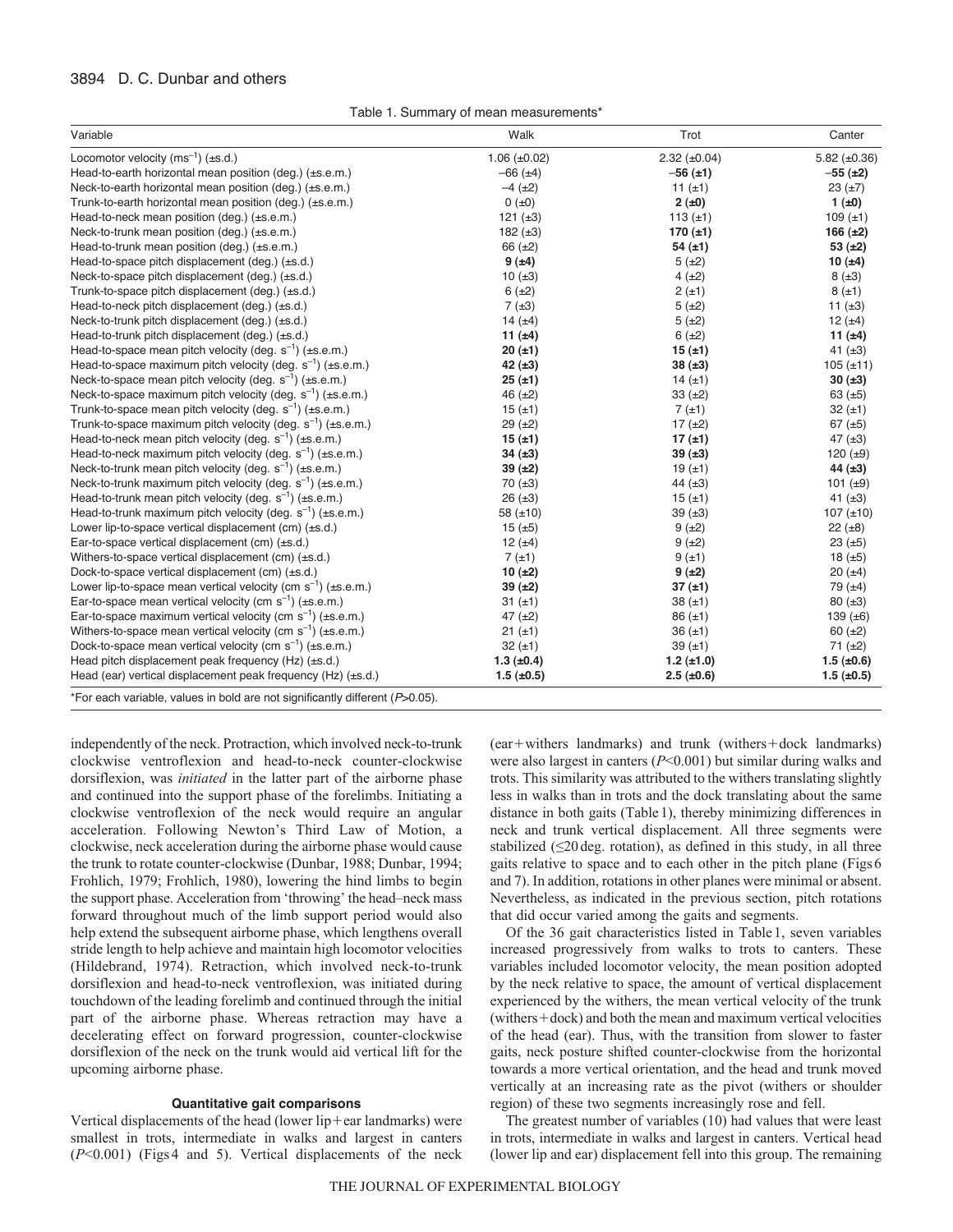Table 1. Summary of mean measurements*

| Variable | Walk | Trot | Canter |
|---|---|---|---|
| Locomotor velocity ($ms^{-1}$) (±s.d.) | 1.06 (±0.02) | 2.32 (±0.04) | 5.82 (±0.36) |
| Head-to-earth horizontal mean position (deg.) (±s.e.m.) | −66 (±4) | **−56 (±1)** | **−55 (±2)** |
| Neck-to-earth horizontal mean position (deg.) (±s.e.m.) | −4 (±2) | 11 (±1) | 23 (±7) |
| Trunk-to-earth horizontal mean position (deg.) (±s.e.m.) | 0 (±0) | **2 (±0)** | **1 (±0)** |
| Head-to-neck mean position (deg.) (±s.e.m.) | 121 (±3) | 113 (±1) | 109 (±1) |
| Neck-to-trunk mean position (deg.) (±s.e.m.) | 182 (±3) | **170 (±1)** | **166 (±2)** |
| Head-to-trunk mean position (deg.) (±s.e.m.) | 66 (±2) | **54 (±1)** | **53 (±2)** |
| Head-to-space pitch displacement (deg.) (±s.d.) | **9 (±4)** | 5 (±2) | **10 (±4)** |
| Neck-to-space pitch displacement (deg.) (±s.d.) | 10 (±3) | 4 (±2) | 8 (±3) |
| Trunk-to-space pitch displacement (deg.) (±s.d.) | 6 (±2) | 2 (±1) | 8 (±1) |
| Head-to-neck pitch displacement (deg.) (±s.d.) | 7 (±3) | 5 (±2) | 11 (±3) |
| Neck-to-trunk pitch displacement (deg.) (±s.d.) | 14 (±4) | 5 (±2) | 12 (±4) |
| Head-to-trunk pitch displacement (deg.) (±s.d.) | **11 (±4)** | 6 (±2) | **11 (±4)** |
| Head-to-space mean pitch velocity (deg. $s^{-1}$) (±s.e.m.) | **20 (±1)** | **15 (±1)** | 41 (±3) |
| Head-to-space maximum pitch velocity (deg. $s^{-1}$) (±s.e.m.) | **42 (±3)** | **38 (±3)** | 105 (±11) |
| Neck-to-space mean pitch velocity (deg. $s^{-1}$) (±s.e.m.) | **25 (±1)** | 14 (±1) | **30 (±3)** |
| Neck-to-space maximum pitch velocity (deg. $s^{-1}$) (±s.e.m.) | 46 (±2) | 33 (±2) | 63 (±5) |
| Trunk-to-space mean pitch velocity (deg. $s^{-1}$) (±s.e.m.) | 15 (±1) | 7 (±1) | 32 (±1) |
| Trunk-to-space maximum pitch velocity (deg. $s^{-1}$) (±s.e.m.) | 29 (±2) | 17 (±2) | 67 (±5) |
| Head-to-neck mean pitch velocity (deg. $s^{-1}$) (±s.e.m.) | **15 (±1)** | **17 (±1)** | 47 (±3) |
| Head-to-neck maximum pitch velocity (deg. $s^{-1}$) (±s.e.m.) | **34 (±3)** | **39 (±3)** | 120 (±9) |
| Neck-to-trunk mean pitch velocity (deg. $s^{-1}$) (±s.e.m.) | **39 (±2)** | 19 (±1) | **44 (±3)** |
| Neck-to-trunk maximum pitch velocity (deg. $s^{-1}$) (±s.e.m.) | 70 (±3) | 44 (±3) | 101 (±9) |
| Head-to-trunk mean pitch velocity (deg. $s^{-1}$) (±s.e.m.) | 26 (±3) | 15 (±1) | 41 (±3) |
| Head-to-trunk maximum pitch velocity (deg. $s^{-1}$) (±s.e.m.) | 58 (±10) | 39 (±3) | 107 (±10) |
| Lower lip-to-space vertical displacement (cm) (±s.d.) | 15 (±5) | 9 (±2) | 22 (±8) |
| Ear-to-space vertical displacement (cm) (±s.d.) | 12 (±4) | 9 (±2) | 23 (±5) |
| Withers-to-space vertical displacement (cm) (±s.d.) | 7 (±1) | 9 (±1) | 18 (±5) |
| Dock-to-space vertical displacement (cm) (±s.d.) | **10 (±2)** | **9 (±2)** | 20 (±4) |
| Lower lip-to-space mean vertical velocity (cm $s^{-1}$) (±s.e.m.) | **39 (±2)** | **37 (±1)** | 79 (±4) |
| Ear-to-space mean vertical velocity (cm $s^{-1}$) (±s.e.m.) | 31 (±1) | 38 (±1) | 80 (±3) |
| Ear-to-space maximum vertical velocity (cm $s^{-1}$) (±s.e.m.) | 47 (±2) | 86 (±1) | 139 (±6) |
| Withers-to-space mean vertical velocity (cm $s^{-1}$) (±s.e.m.) | 21 (±1) | 36 (±1) | 60 (±2) |
| Dock-to-space mean vertical velocity (cm $s^{-1}$) (±s.e.m.) | 32 (±1) | 39 (±1) | 71 (±2) |
| Head pitch displacement peak frequency (Hz) (±s.d.) | **1.3 (±0.4)** | **1.2 (±1.0)** | **1.5 (±0.6)** |
| Head (ear) vertical displacement peak frequency (Hz) (±s.d.) | **1.5 (±0.5)** | 2.5 (±0.6) | **1.5 (±0.5)** |

*For each variable, values in bold are not significantly different ($P>0.05$).

independently of the neck. Protraction, which involved neck-to-trunk clockwise ventroflexion and head-to-neck counter-clockwise dorsiflexion, was *initiated* in the latter part of the airborne phase and continued into the support phase of the forelimbs. Initiating a clockwise ventroflexion of the neck would require an angular acceleration. Following Newton's Third Law of Motion, a clockwise, neck acceleration during the airborne phase would cause the trunk to rotate counter-clockwise (Dunbar, 1988; Dunbar, 1994; Frohlich, 1979; Frohlich, 1980), lowering the hind limbs to begin the support phase. Acceleration from 'throwing' the head–neck mass forward throughout much of the limb support period would also help extend the subsequent airborne phase, which lengthens overall stride length to help achieve and maintain high locomotor velocities (Hildebrand, 1974). Retraction, which involved neck-to-trunk dorsiflexion and head-to-neck ventroflexion, was initiated during touchdown of the leading forelimb and continued through the initial part of the airborne phase. Whereas retraction may have a decelerating effect on forward progression, counter-clockwise dorsiflexion of the neck on the trunk would aid vertical lift for the upcoming airborne phase.

### Quantitative gait comparisons

Vertical displacements of the head (lower lip+ear landmarks) were smallest in trots, intermediate in walks and largest in canters ($P<0.001$) (Figs 4 and 5). Vertical displacements of the neck (ear+withers landmarks) and trunk (withers+dock landmarks) were also largest in canters ($P<0.001$) but similar during walks and trots. This similarity was attributed to the withers translating slightly less in walks than in trots and the dock translating about the same distance in both gaits (Table 1), thereby minimizing differences in neck and trunk vertical displacement. All three segments were stabilized (≤20 deg. rotation), as defined in this study, in all three gaits relative to space and to each other in the pitch plane (Figs 6 and 7). In addition, rotations in other planes were minimal or absent. Nevertheless, as indicated in the previous section, pitch rotations that did occur varied among the gaits and segments.

Of the 36 gait characteristics listed in Table 1, seven variables increased progressively from walks to trots to canters. These variables included locomotor velocity, the mean position adopted by the neck relative to space, the amount of vertical displacement experienced by the withers, the mean vertical velocity of the trunk (withers+dock) and both the mean and maximum vertical velocities of the head (ear). Thus, with the transition from slower to faster gaits, neck posture shifted counter-clockwise from the horizontal towards a more vertical orientation, and the head and trunk moved vertically at an increasing rate as the pivot (withers or shoulder region) of these two segments increasingly rose and fell.

The greatest number of variables (10) had values that were least in trots, intermediate in walks and largest in canters. Vertical head (lower lip and ear) displacement fell into this group. The remaining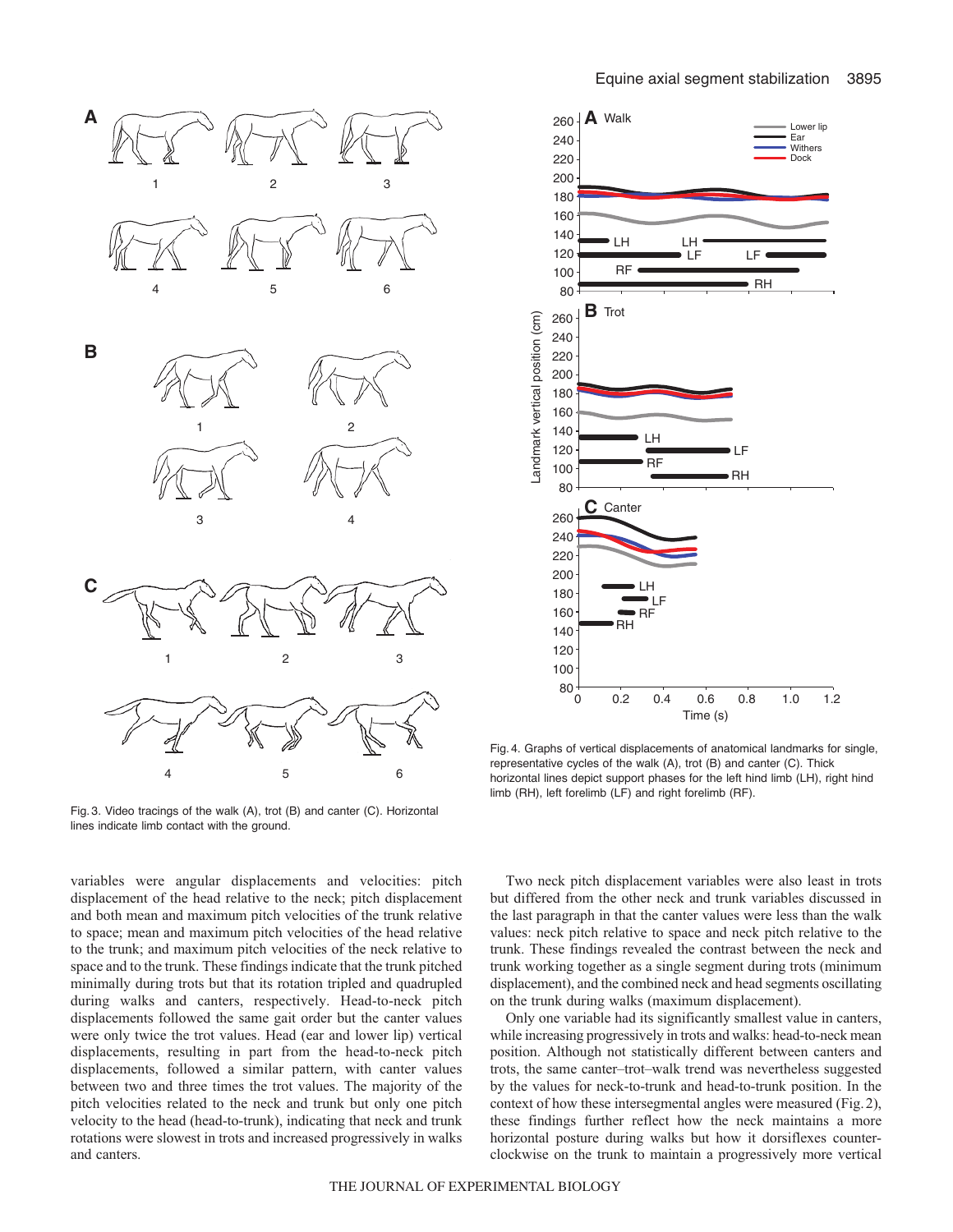A

1 2 3

4 5 6

B

1 2

3 4

C

1 2 3

4 5 6

Fig. 3. Video tracings of the walk (A), trot (B) and canter (C). Horizontal lines indicate limb contact with the ground.

A Walk

Lower lip
Ear
Withers
Dock

LH LH LF LF RF RH

B Trot

LH LF RF RH

C Canter

LH LF RF RH

Landmark vertical position (cm)

260 240 220 200 180 160 140 120 100 80

0 0.2 0.4 0.6 0.8 1.0 1.2

Time (s)

Fig. 4. Graphs of vertical displacements of anatomical landmarks for single, representative cycles of the walk (A), trot (B) and canter (C). Thick horizontal lines depict support phases for the left hind limb (LH), right hind limb (RH), left forelimb (LF) and right forelimb (RF).

variables were angular displacements and velocities: pitch displacement of the head relative to the neck; pitch displacement and both mean and maximum pitch velocities of the trunk relative to space; mean and maximum pitch velocities of the head relative to the trunk; and maximum pitch velocities of the neck relative to space and to the trunk. These findings indicate that the trunk pitched minimally during trots but that its rotation tripled and quadrupled during walks and canters, respectively. Head-to-neck pitch displacements followed the same gait order but the canter values were only twice the trot values. Head (ear and lower lip) vertical displacements, resulting in part from the head-to-neck pitch displacements, followed a similar pattern, with canter values between two and three times the trot values. The majority of the pitch velocities related to the neck and trunk but only one pitch velocity to the head (head-to-trunk), indicating that neck and trunk rotations were slowest in trots and increased progressively in walks and canters.

Two neck pitch displacement variables were also least in trots but differed from the other neck and trunk variables discussed in the last paragraph in that the canter values were less than the walk values: neck pitch relative to space and neck pitch relative to the trunk. These findings revealed the contrast between the neck and trunk working together as a single segment during trots (minimum displacement), and the combined neck and head segments oscillating on the trunk during walks (maximum displacement).

Only one variable had its significantly smallest value in canters, while increasing progressively in trots and walks: head-to-neck mean position. Although not statistically different between canters and trots, the same canter–trot–walk trend was nevertheless suggested by the values for neck-to-trunk and head-to-trunk position. In the context of how these intersegmental angles were measured (Fig. 2), these findings further reflect how the neck maintains a more horizontal posture during walks but how it dorsiflexes counter-clockwise on the trunk to maintain a progressively more vertical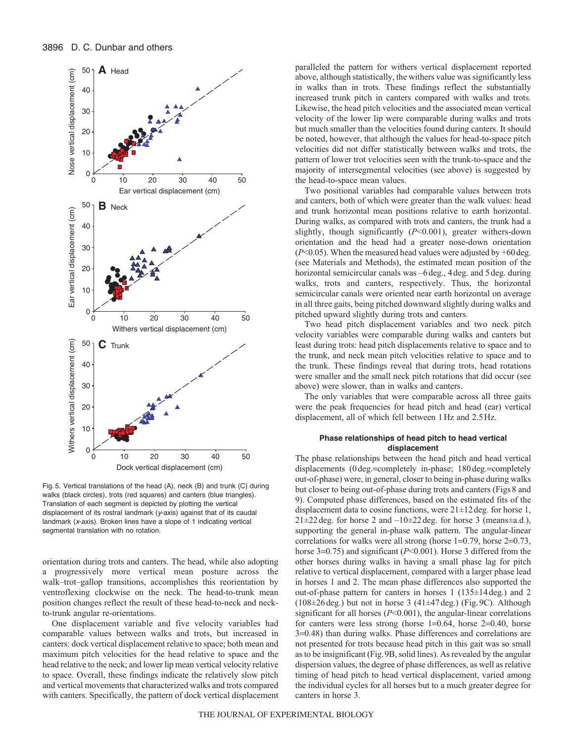A Head

Nose vertical displacement (cm)

Ear vertical displacement (cm)

B Neck

Ear vertical displacement (cm)

Withers vertical displacement (cm)

C Trunk

Withers vertical displacement (cm)

Dock vertical displacement (cm)

Fig. 5. Vertical translations of the head (A), neck (B) and trunk (C) during walks (black circles), trots (red squares) and canters (blue triangles). Translation of each segment is depicted by plotting the vertical displacement of its rostral landmark (*y*-axis) against that of its caudal landmark (*x*-axis). Broken lines have a slope of 1 indicating vertical segmental translation with no rotation.

orientation during trots and canters. The head, while also adopting a progressively more vertical mean posture across the walk–trot–gallop transitions, accomplishes this reorientation by ventroflexing clockwise on the neck. The head-to-trunk mean position changes reflect the result of these head-to-neck and neck-to-trunk angular re-orientations.

One displacement variable and five velocity variables had comparable values between walks and trots, but increased in canters: dock vertical displacement relative to space; both mean and maximum pitch velocities for the head relative to space and the head relative to the neck; and lower lip mean vertical velocity relative to space. Overall, these findings indicate the relatively slow pitch and vertical movements that characterized walks and trots compared with canters. Specifically, the pattern of dock vertical displacement paralleled the pattern for withers vertical displacement reported above, although statistically, the withers value was significantly less in walks than in trots. These findings reflect the substantially increased trunk pitch in canters compared with walks and trots. Likewise, the head pitch velocities and the associated mean vertical velocity of the lower lip were comparable during walks and trots but much smaller than the velocities found during canters. It should be noted, however, that although the values for head-to-space pitch velocities did not differ statistically between walks and trots, the pattern of lower trot velocities seen with the trunk-to-space and the majority of intersegmental velocities (see above) is suggested by the head-to-space mean values.

Two positional variables had comparable values between trots and canters, both of which were greater than the walk values: head and trunk horizontal mean positions relative to earth horizontal. During walks, as compared with trots and canters, the trunk had a slightly, though significantly ($P$<0.001), greater withers-down orientation and the head had a greater nose-down orientation ($P$<0.05). When the measured head values were adjusted by +60 deg. (see Materials and Methods), the estimated mean position of the horizontal semicircular canals was –6 deg., 4 deg. and 5 deg. during walks, trots and canters, respectively. Thus, the horizontal semicircular canals were oriented near earth horizontal on average in all three gaits, being pitched downward slightly during walks and pitched upward slightly during trots and canters.

Two head pitch displacement variables and two neck pitch velocity variables were comparable during walks and canters but least during trots: head pitch displacements relative to space and to the trunk, and neck mean pitch velocities relative to space and to the trunk. These findings reveal that during trots, head rotations were smaller and the small neck pitch rotations that did occur (see above) were slower, than in walks and canters.

The only variables that were comparable across all three gaits were the peak frequencies for head pitch and head (ear) vertical displacement, all of which fell between 1 Hz and 2.5 Hz.

### Phase relationships of head pitch to head vertical displacement

The phase relationships between the head pitch and head vertical displacements (0 deg.=completely in-phase; 180 deg.=completely out-of-phase) were, in general, closer to being in-phase during walks but closer to being out-of-phase during trots and canters (Figs 8 and 9). Computed phase differences, based on the estimated fits of the displacement data to cosine functions, were 21±12 deg. for horse 1, 21±22 deg. for horse 2 and –10±22 deg. for horse 3 (means±a.d.), supporting the general in-phase walk pattern. The angular-linear correlations for walks were all strong (horse 1=0.79, horse 2=0.73, horse 3=0.75) and significant ($P$<0.001). Horse 3 differed from the other horses during walks in having a small phase lag for pitch relative to vertical displacement, compared with a larger phase lead in horses 1 and 2. The mean phase differences also supported the out-of-phase pattern for canters in horses 1 (135±14 deg.) and 2 (108±26 deg.) but not in horse 3 (41±47 deg.) (Fig. 9C). Although significant for all horses ($P$<0.001), the angular-linear correlations for canters were less strong (horse 1=0.64, horse 2=0.40, horse 3=0.48) than during walks. Phase differences and correlations are not presented for trots because head pitch in this gait was so small as to be insignificant (Fig. 9B, solid lines). As revealed by the angular dispersion values, the degree of phase differences, as well as relative timing of head pitch to head vertical displacement, varied among the individual cycles for all horses but to a much greater degree for canters in horse 3.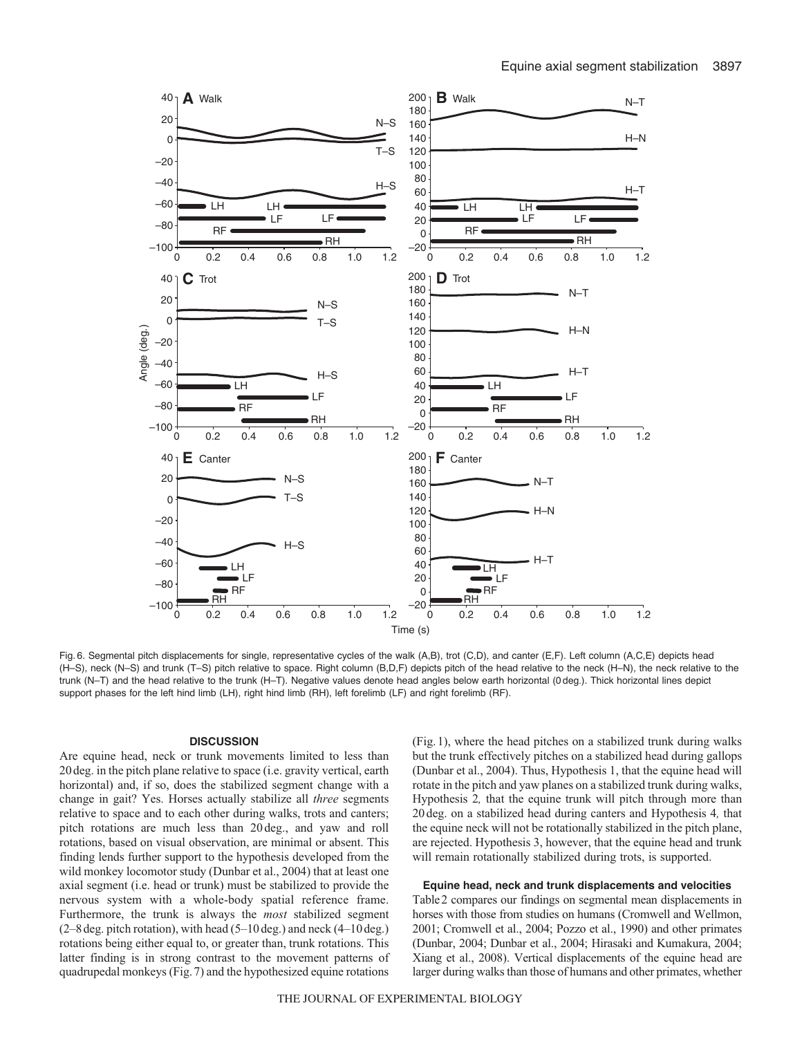Fig. 6. Segmental pitch displacements for single, representative cycles of the walk (A,B), trot (C,D), and canter (E,F). Left column (A,C,E) depicts head (H–S), neck (N–S) and trunk (T–S) pitch relative to space. Right column (B,D,F) depicts pitch of the head relative to the neck (H–N), the neck relative to the trunk (N–T) and the head relative to the trunk (H–T). Negative values denote head angles below earth horizontal (0 deg.). Thick horizontal lines depict support phases for the left hind limb (LH), right hind limb (RH), left forelimb (LF) and right forelimb (RF).

## DISCUSSION

Are equine head, neck or trunk movements limited to less than 20 deg. in the pitch plane relative to space (i.e. gravity vertical, earth horizontal) and, if so, does the stabilized segment change with a change in gait? Yes. Horses actually stabilize all *three* segments relative to space and to each other during walks, trots and canters; pitch rotations are much less than 20 deg., and yaw and roll rotations, based on visual observation, are minimal or absent. This finding lends further support to the hypothesis developed from the wild monkey locomotor study (Dunbar et al., 2004) that at least one axial segment (i.e. head or trunk) must be stabilized to provide the nervous system with a whole-body spatial reference frame. Furthermore, the trunk is always the *most* stabilized segment (2–8 deg. pitch rotation), with head (5–10 deg.) and neck (4–10 deg.) rotations being either equal to, or greater than, trunk rotations. This latter finding is in strong contrast to the movement patterns of quadrupedal monkeys (Fig. 7) and the hypothesized equine rotations (Fig. 1), where the head pitches on a stabilized trunk during walks but the trunk effectively pitches on a stabilized head during gallops (Dunbar et al., 2004). Thus, Hypothesis 1, that the equine head will rotate in the pitch and yaw planes on a stabilized trunk during walks, Hypothesis 2*,* that the equine trunk will pitch through more than 20 deg. on a stabilized head during canters and Hypothesis 4*,* that the equine neck will not be rotationally stabilized in the pitch plane, are rejected. Hypothesis 3, however, that the equine head and trunk will remain rotationally stabilized during trots, is supported.

### Equine head, neck and trunk displacements and velocities

Table 2 compares our findings on segmental mean displacements in horses with those from studies on humans (Cromwell and Wellmon, 2001; Cromwell et al., 2004; Pozzo et al., 1990) and other primates (Dunbar, 2004; Dunbar et al., 2004; Hirasaki and Kumakura, 2004; Xiang et al., 2008). Vertical displacements of the equine head are larger during walks than those of humans and other primates, whether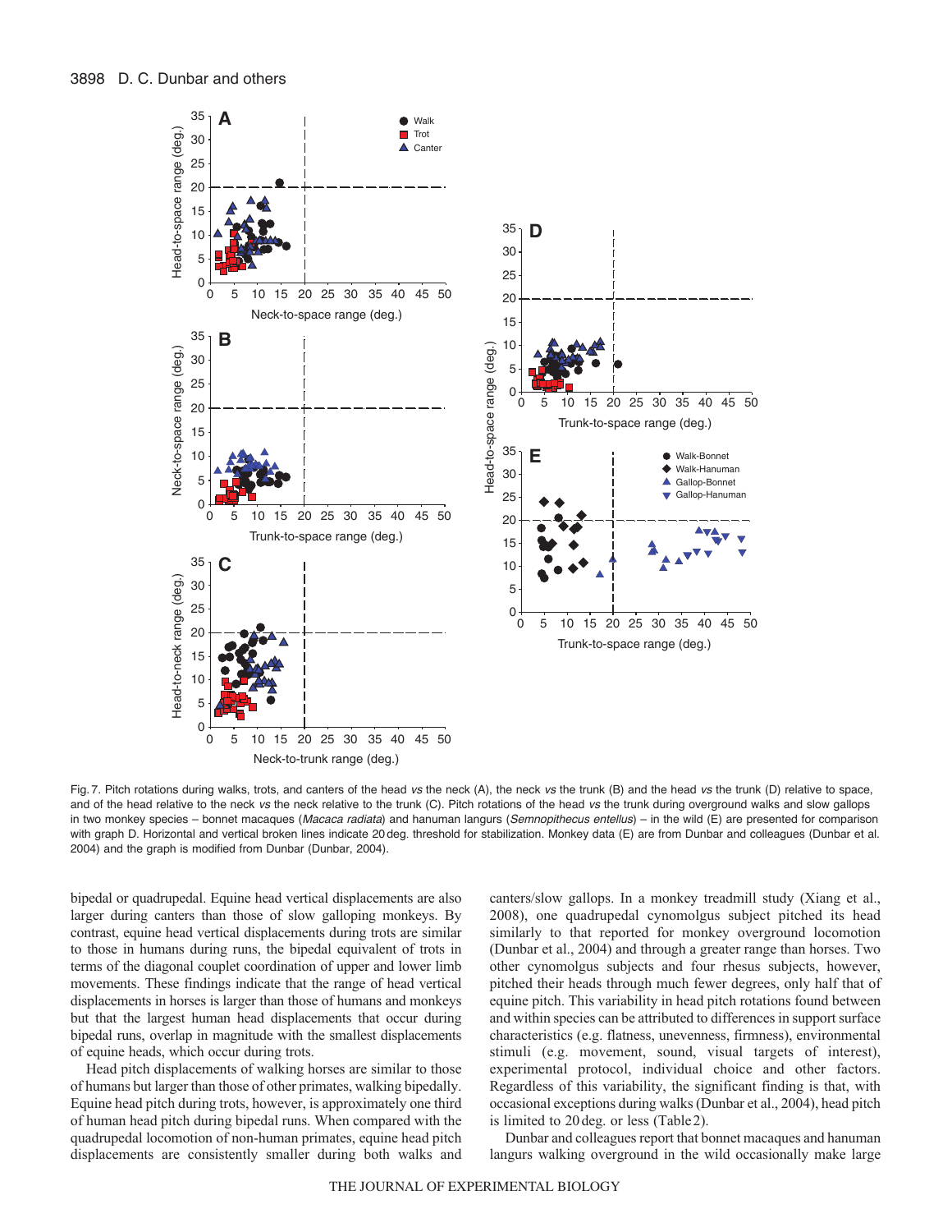A
Walk
Trot
Canter
Head-to-space range (deg.)
Neck-to-space range (deg.)

B
Neck-to-space range (deg.)
Trunk-to-space range (deg.)

C
Head-to-neck range (deg.)
Neck-to-trunk range (deg.)

D
Head-to-space range (deg.)
Trunk-to-space range (deg.)

E
Walk-Bonnet
Walk-Hanuman
Gallop-Bonnet
Gallop-Hanuman
Trunk-to-space range (deg.)

Fig. 7. Pitch rotations during walks, trots, and canters of the head *vs* the neck (A), the neck *vs* the trunk (B) and the head *vs* the trunk (D) relative to space, and of the head relative to the neck *vs* the neck relative to the trunk (C). Pitch rotations of the head *vs* the trunk during overground walks and slow gallops in two monkey species – bonnet macaques (*Macaca radiata*) and hanuman langurs (*Semnopithecus entellus*) – in the wild (E) are presented for comparison with graph D. Horizontal and vertical broken lines indicate 20 deg. threshold for stabilization. Monkey data (E) are from Dunbar and colleagues (Dunbar et al. 2004) and the graph is modified from Dunbar (Dunbar, 2004).

bipedal or quadrupedal. Equine head vertical displacements are also larger during canters than those of slow galloping monkeys. By contrast, equine head vertical displacements during trots are similar to those in humans during runs, the bipedal equivalent of trots in terms of the diagonal couplet coordination of upper and lower limb movements. These findings indicate that the range of head vertical displacements in horses is larger than those of humans and monkeys but that the largest human head displacements that occur during bipedal runs, overlap in magnitude with the smallest displacements of equine heads, which occur during trots.

Head pitch displacements of walking horses are similar to those of humans but larger than those of other primates, walking bipedally. Equine head pitch during trots, however, is approximately one third of human head pitch during bipedal runs. When compared with the quadrupedal locomotion of non-human primates, equine head pitch displacements are consistently smaller during both walks and canters/slow gallops. In a monkey treadmill study (Xiang et al., 2008), one quadrupedal cynomolgus subject pitched its head similarly to that reported for monkey overground locomotion (Dunbar et al., 2004) and through a greater range than horses. Two other cynomolgus subjects and four rhesus subjects, however, pitched their heads through much fewer degrees, only half that of equine pitch. This variability in head pitch rotations found between and within species can be attributed to differences in support surface characteristics (e.g. flatness, unevenness, firmness), environmental stimuli (e.g. movement, sound, visual targets of interest), experimental protocol, individual choice and other factors. Regardless of this variability, the significant finding is that, with occasional exceptions during walks (Dunbar et al., 2004), head pitch is limited to 20 deg. or less (Table 2).

Dunbar and colleagues report that bonnet macaques and hanuman langurs walking overground in the wild occasionally make large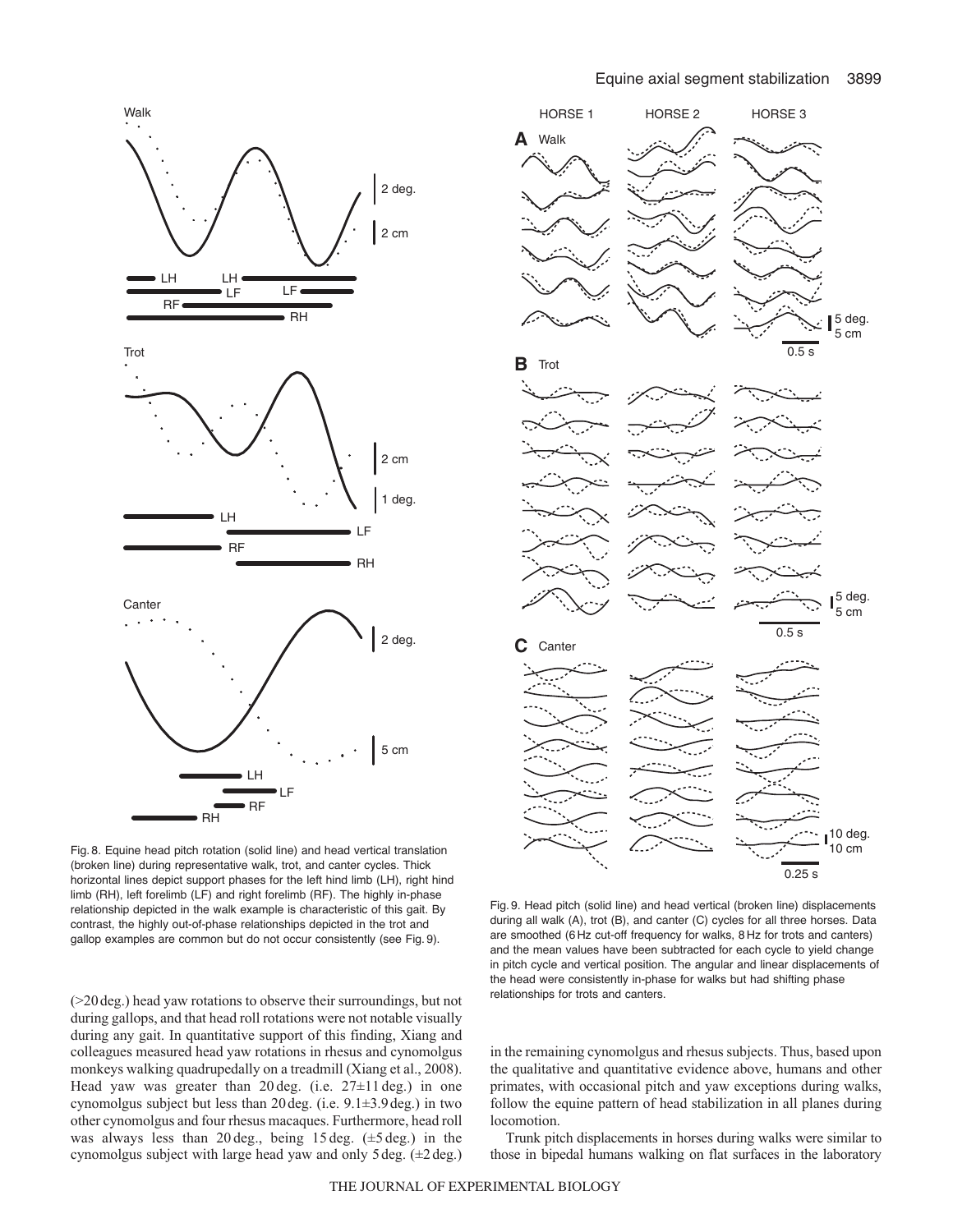Fig. 8. Equine head pitch rotation (solid line) and head vertical translation (broken line) during representative walk, trot, and canter cycles. Thick horizontal lines depict support phases for the left hind limb (LH), right hind limb (RH), left forelimb (LF) and right forelimb (RF). The highly in-phase relationship depicted in the walk example is characteristic of this gait. By contrast, the highly out-of-phase relationships depicted in the trot and gallop examples are common but do not occur consistently (see Fig. 9).

Fig. 9. Head pitch (solid line) and head vertical (broken line) displacements during all walk (A), trot (B), and canter (C) cycles for all three horses. Data are smoothed (6 Hz cut-off frequency for walks, 8 Hz for trots and canters) and the mean values have been subtracted for each cycle to yield change in pitch cycle and vertical position. The angular and linear displacements of the head were consistently in-phase for walks but had shifting phase relationships for trots and canters.

(>20 deg.) head yaw rotations to observe their surroundings, but not during gallops, and that head roll rotations were not notable visually during any gait. In quantitative support of this finding, Xiang and colleagues measured head yaw rotations in rhesus and cynomolgus monkeys walking quadrupedally on a treadmill (Xiang et al., 2008). Head yaw was greater than 20 deg. (i.e. 27±11 deg.) in one cynomolgus subject but less than 20 deg. (i.e. 9.1±3.9 deg.) in two other cynomolgus and four rhesus macaques. Furthermore, head roll was always less than 20 deg., being 15 deg. (±5 deg.) in the cynomolgus subject with large head yaw and only 5 deg. (±2 deg.) in the remaining cynomolgus and rhesus subjects. Thus, based upon the qualitative and quantitative evidence above, humans and other primates, with occasional pitch and yaw exceptions during walks, follow the equine pattern of head stabilization in all planes during locomotion.

Trunk pitch displacements in horses during walks were similar to those in bipedal humans walking on flat surfaces in the laboratory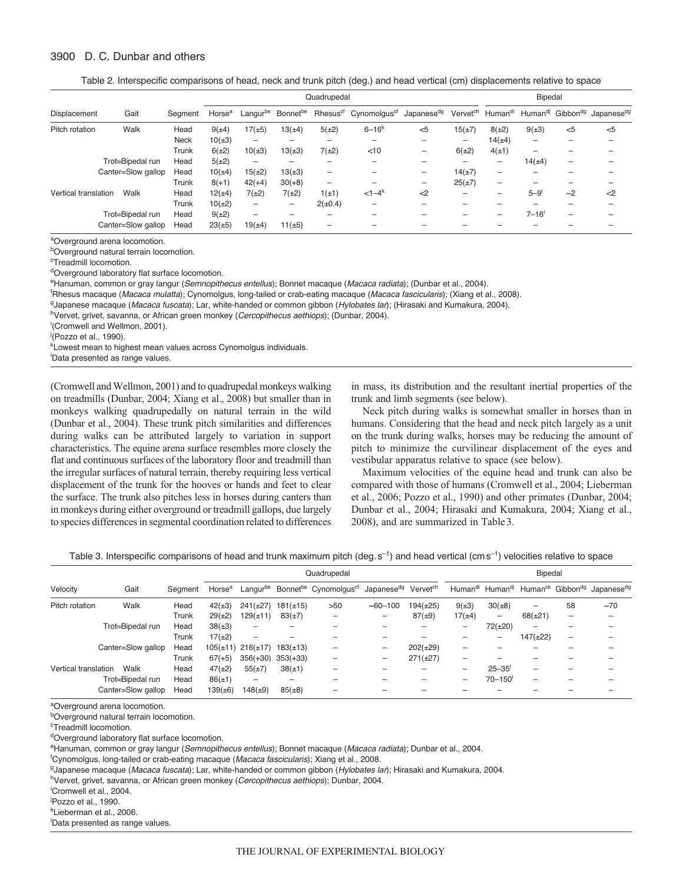Table 2. Interspecific comparisons of head, neck and trunk pitch (deg.) and head vertical (cm) displacements relative to space

| Displacement | Gait | Segment | Quadrupedal | | | | | | | Bipedal | | | |
|---|---|---|---|---|---|---|---|---|---|---|---|---|---|
| | | | Horse[a] | Langur[be] | Bonnet[be] | Rhesus[cf] | Cynomolgus[cf] | Japanese[dg] | Vervet[ch] | Human[di] | Human[dj] | Gibbon[dg] | Japanese[dg] |
| Pitch rotation | Walk | Head | 9(±4) | 17(±5) | 13(±4) | 5(±2) | 6–16[k] | <5 | 15(±7) | 8(±2) | 9(±3) | <5 | <5 |
| | | Neck | 10(±3) | – | – | – | – | – | – | 14(±4) | – | – | – |
| | | Trunk | 6(±2) | 10(±3) | 13(±3) | 7(±2) | <10 | – | 6(±2) | 4(±1) | – | – | – |
| | Trot≈Bipedal run | Head | 5(±2) | – | – | – | – | – | – | – | 14(±4) | – | – |
| | Canter=Slow gallop | Head | 10(±4) | 15(±2) | 13(±3) | – | – | – | 14(±7) | – | – | – | – |
| | | Trunk | 8(+1) | 42(+4) | 30(+8) | – | – | – | 25(±7) | – | – | – | – |
| Vertical translation | Walk | Head | 12(±4) | 7(±2) | 7(±2) | 1(±1) | <1–4[k] | <2 | – | – | 5–9[l] | ~2 | <2 |
| | | Trunk | 10(±2) | – | – | 2(±0.4) | – | – | – | – | – | – | – |
| | Trot≈Bipedal run | Head | 9(±2) | – | – | – | – | – | – | – | 7–16[l] | – | – |
| | Canter=Slow gallop | Head | 23(±5) | 19(±4) | 11(±5) | – | – | – | – | – | – | – | – |

[a]Overground arena locomotion.
[b]Overground natural terrain locomotion.
[c]Treadmill locomotion.
[d]Overground laboratory flat surface locomotion.
[e]Hanuman, common or gray langur (*Semnopithecus entellus*); Bonnet macaque (*Macaca radiata*); (Dunbar et al., 2004).
[f]Rhesus macaque (*Macaca mulatta*); Cynomolgus, long-tailed or crab-eating macaque (*Macaca fascicularis*); (Xiang et al., 2008).
[g]Japanese macaque (*Macaca fuscata*); Lar, white-handed or common gibbon (*Hylobates lar*); (Hirasaki and Kumakura, 2004).
[h]Vervet, grivet, savanna, or African green monkey (*Cercopithecus aethiops*); (Dunbar, 2004).
[i](Cromwell and Wellmon, 2001).
[j](Pozzo et al., 1990).
[k]Lowest mean to highest mean values across Cynomolgus individuals.
[l]Data presented as range values.

(Cromwell and Wellmon, 2001) and to quadrupedal monkeys walking on treadmills (Dunbar, 2004; Xiang et al., 2008) but smaller than in monkeys walking quadrupedally on natural terrain in the wild (Dunbar et al., 2004). These trunk pitch similarities and differences during walks can be attributed largely to variation in support characteristics. The equine arena surface resembles more closely the flat and continuous surfaces of the laboratory floor and treadmill than the irregular surfaces of natural terrain, thereby requiring less vertical displacement of the trunk for the hooves or hands and feet to clear the surface. The trunk also pitches less in horses during canters than in monkeys during either overground or treadmill gallops, due largely to species differences in segmental coordination related to differences in mass, its distribution and the resultant inertial properties of the trunk and limb segments (see below).

Neck pitch during walks is somewhat smaller in horses than in humans. Considering that the head and neck pitch largely as a unit on the trunk during walks, horses may be reducing the amount of pitch to minimize the curvilinear displacement of the eyes and vestibular apparatus relative to space (see below).

Maximum velocities of the equine head and trunk can also be compared with those of humans (Cromwell et al., 2004; Lieberman et al., 2006; Pozzo et al., 1990) and other primates (Dunbar, 2004; Dunbar et al., 2004; Hirasaki and Kumakura, 2004; Xiang et al., 2008), and are summarized in Table 3.

Table 3. Interspecific comparisons of head and trunk maximum pitch (deg. $s^{-1}$) and head vertical (cm $s^{-1}$) velocities relative to space

| Velocity | Gait | Segment | Quadrupedal | | | | | | Bipedal | | | | |
|---|---|---|---|---|---|---|---|---|---|---|---|---|---|
| | | | Horse[a] | Langur[be] | Bonnet[be] | Cynomolgus[cf] | Japanese[dg] | Vervet[ch] | Human[di] | Human[dj] | Human[ck] | Gibbon[dg] | Japanese[dg] |
| Pitch rotation | Walk | Head | 42(±3) | 241(±27) | 181(±15) | >50 | ~60–100 | 194(±25) | 9(±3) | 30(±8) | – | 58 | ~70 |
| | | Trunk | 29(±2) | 129(±11) | 83(±7) | – | – | 87(±9) | 17(±4) | – | 68(±21) | – | – |
| | Trot≈Bipedal run | Head | 38(±3) | – | – | – | – | – | – | 72(±20) | – | – | – |
| | | Trunk | 17(±2) | – | – | – | – | – | – | – | 147(±22) | – | – |
| | Canter=Slow gallop | Head | 105(±11) | 216(±17) | 183(±13) | – | – | 202(±29) | – | – | – | – | – |
| | | Trunk | 67(+5) | 356(+30) | 353(+33) | – | – | 271(±27) | – | – | – | – | – |
| Vertical translation | Walk | Head | 47(±2) | 55(±7) | 38(±1) | – | – | – | – | 25–35[l] | – | – | – |
| | Trot≈Bipedal run | Head | 86(±1) | – | – | – | – | – | – | 70–150[l] | – | – | – |
| | Canter=Slow gallop | Head | 139(±6) | 148(±9) | 85(±8) | – | – | – | – | – | – | – | – |

[a]Overground arena locomotion.
[b]Overground natural terrain locomotion.
[c]Treadmill locomotion.
[d]Overground laboratory flat surface locomotion.
[e]Hanuman, common or gray langur (*Semnopithecus entellus*); Bonnet macaque (*Macaca radiata*); Dunbar et al., 2004.
[f]Cynomolgus, long-tailed or crab-eating macaque (*Macaca fascicularis*); Xiang et al., 2008.
[g]Japanese macaque (*Macaca fuscata*); Lar, white-handed or common gibbon (*Hylobates lar*); Hirasaki and Kumakura, 2004.
[h]Vervet, grivet, savanna, or African green monkey (*Cercopithecus aethiops*); Dunbar, 2004.
[i]Cromwell et al., 2004.
[j]Pozzo et al., 1990.
[k]Lieberman et al., 2006.
[l]Data presented as range values.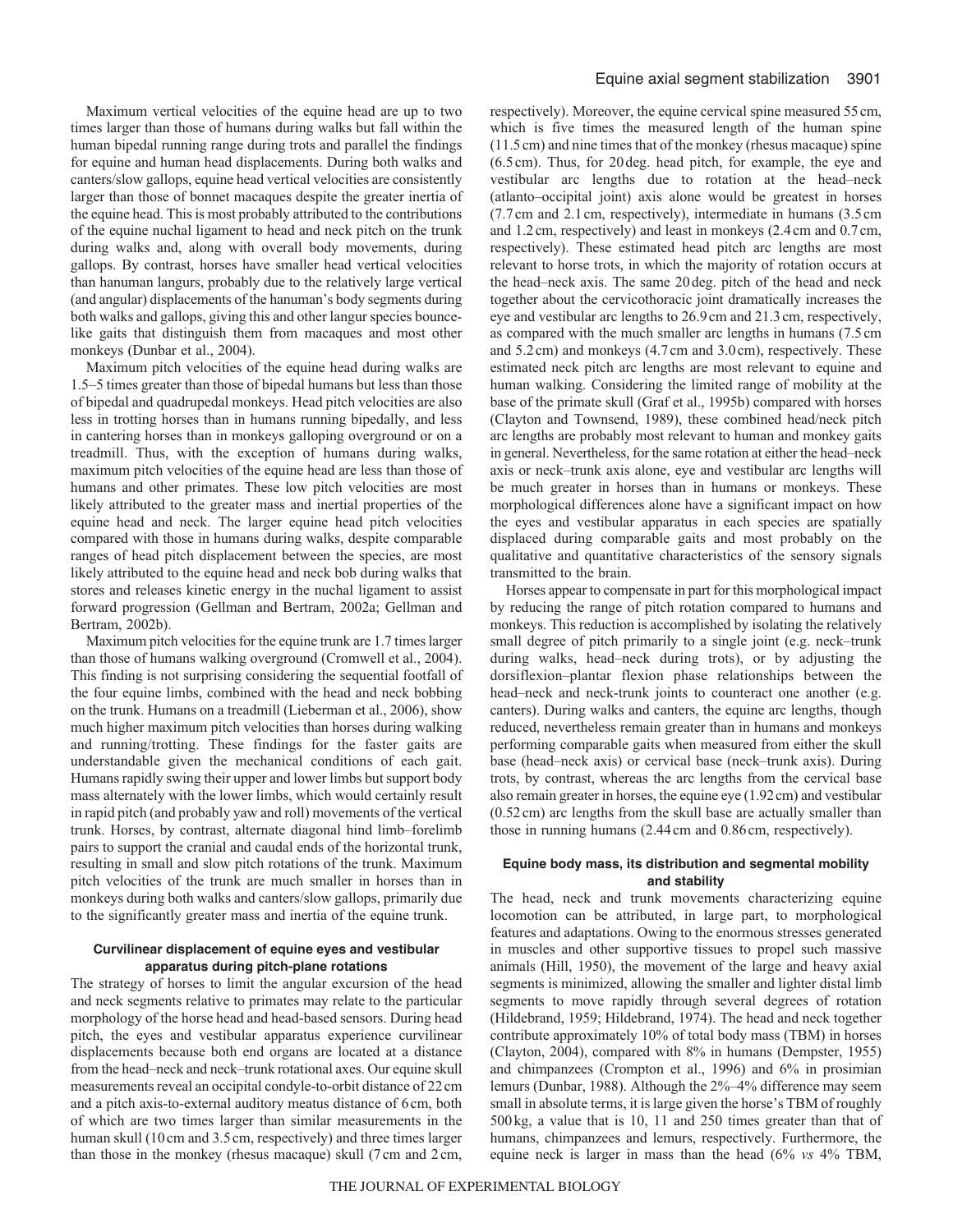Maximum vertical velocities of the equine head are up to two times larger than those of humans during walks but fall within the human bipedal running range during trots and parallel the findings for equine and human head displacements. During both walks and canters/slow gallops, equine head vertical velocities are consistently larger than those of bonnet macaques despite the greater inertia of the equine head. This is most probably attributed to the contributions of the equine nuchal ligament to head and neck pitch on the trunk during walks and, along with overall body movements, during gallops. By contrast, horses have smaller head vertical velocities than hanuman langurs, probably due to the relatively large vertical (and angular) displacements of the hanuman's body segments during both walks and gallops, giving this and other langur species bounce-like gaits that distinguish them from macaques and most other monkeys (Dunbar et al., 2004).

Maximum pitch velocities of the equine head during walks are 1.5–5 times greater than those of bipedal humans but less than those of bipedal and quadrupedal monkeys. Head pitch velocities are also less in trotting horses than in humans running bipedally, and less in cantering horses than in monkeys galloping overground or on a treadmill. Thus, with the exception of humans during walks, maximum pitch velocities of the equine head are less than those of humans and other primates. These low pitch velocities are most likely attributed to the greater mass and inertial properties of the equine head and neck. The larger equine head pitch velocities compared with those in humans during walks, despite comparable ranges of head pitch displacement between the species, are most likely attributed to the equine head and neck bob during walks that stores and releases kinetic energy in the nuchal ligament to assist forward progression (Gellman and Bertram, 2002a; Gellman and Bertram, 2002b).

Maximum pitch velocities for the equine trunk are 1.7 times larger than those of humans walking overground (Cromwell et al., 2004). This finding is not surprising considering the sequential footfall of the four equine limbs, combined with the head and neck bobbing on the trunk. Humans on a treadmill (Lieberman et al., 2006), show much higher maximum pitch velocities than horses during walking and running/trotting. These findings for the faster gaits are understandable given the mechanical conditions of each gait. Humans rapidly swing their upper and lower limbs but support body mass alternately with the lower limbs, which would certainly result in rapid pitch (and probably yaw and roll) movements of the vertical trunk. Horses, by contrast, alternate diagonal hind limb–forelimb pairs to support the cranial and caudal ends of the horizontal trunk, resulting in small and slow pitch rotations of the trunk. Maximum pitch velocities of the trunk are much smaller in horses than in monkeys during both walks and canters/slow gallops, primarily due to the significantly greater mass and inertia of the equine trunk.

### Curvilinear displacement of equine eyes and vestibular apparatus during pitch-plane rotations

The strategy of horses to limit the angular excursion of the head and neck segments relative to primates may relate to the particular morphology of the horse head and head-based sensors. During head pitch, the eyes and vestibular apparatus experience curvilinear displacements because both end organs are located at a distance from the head–neck and neck–trunk rotational axes. Our equine skull measurements reveal an occipital condyle-to-orbit distance of 22 cm and a pitch axis-to-external auditory meatus distance of 6 cm, both of which are two times larger than similar measurements in the human skull (10 cm and 3.5 cm, respectively) and three times larger than those in the monkey (rhesus macaque) skull (7 cm and 2 cm, respectively). Moreover, the equine cervical spine measured 55 cm, which is five times the measured length of the human spine (11.5 cm) and nine times that of the monkey (rhesus macaque) spine (6.5 cm). Thus, for 20 deg. head pitch, for example, the eye and vestibular arc lengths due to rotation at the head–neck (atlanto–occipital joint) axis alone would be greatest in horses (7.7 cm and 2.1 cm, respectively), intermediate in humans (3.5 cm and 1.2 cm, respectively) and least in monkeys (2.4 cm and 0.7 cm, respectively). These estimated head pitch arc lengths are most relevant to horse trots, in which the majority of rotation occurs at the head–neck axis. The same 20 deg. pitch of the head and neck together about the cervicothoracic joint dramatically increases the eye and vestibular arc lengths to 26.9 cm and 21.3 cm, respectively, as compared with the much smaller arc lengths in humans (7.5 cm and 5.2 cm) and monkeys (4.7 cm and 3.0 cm), respectively. These estimated neck pitch arc lengths are most relevant to equine and human walking. Considering the limited range of mobility at the base of the primate skull (Graf et al., 1995b) compared with horses (Clayton and Townsend, 1989), these combined head/neck pitch arc lengths are probably most relevant to human and monkey gaits in general. Nevertheless, for the same rotation at either the head–neck axis or neck–trunk axis alone, eye and vestibular arc lengths will be much greater in horses than in humans or monkeys. These morphological differences alone have a significant impact on how the eyes and vestibular apparatus in each species are spatially displaced during comparable gaits and most probably on the qualitative and quantitative characteristics of the sensory signals transmitted to the brain.

Horses appear to compensate in part for this morphological impact by reducing the range of pitch rotation compared to humans and monkeys. This reduction is accomplished by isolating the relatively small degree of pitch primarily to a single joint (e.g. neck–trunk during walks, head–neck during trots), or by adjusting the dorsiflexion–plantar flexion phase relationships between the head–neck and neck-trunk joints to counteract one another (e.g. canters). During walks and canters, the equine arc lengths, though reduced, nevertheless remain greater than in humans and monkeys performing comparable gaits when measured from either the skull base (head–neck axis) or cervical base (neck–trunk axis). During trots, by contrast, whereas the arc lengths from the cervical base also remain greater in horses, the equine eye (1.92 cm) and vestibular (0.52 cm) arc lengths from the skull base are actually smaller than those in running humans (2.44 cm and 0.86 cm, respectively).

### Equine body mass, its distribution and segmental mobility and stability

The head, neck and trunk movements characterizing equine locomotion can be attributed, in large part, to morphological features and adaptations. Owing to the enormous stresses generated in muscles and other supportive tissues to propel such massive animals (Hill, 1950), the movement of the large and heavy axial segments is minimized, allowing the smaller and lighter distal limb segments to move rapidly through several degrees of rotation (Hildebrand, 1959; Hildebrand, 1974). The head and neck together contribute approximately 10% of total body mass (TBM) in horses (Clayton, 2004), compared with 8% in humans (Dempster, 1955) and chimpanzees (Crompton et al., 1996) and 6% in prosimian lemurs (Dunbar, 1988). Although the 2%–4% difference may seem small in absolute terms, it is large given the horse's TBM of roughly 500 kg, a value that is 10, 11 and 250 times greater than that of humans, chimpanzees and lemurs, respectively. Furthermore, the equine neck is larger in mass than the head (6% *vs* 4% TBM,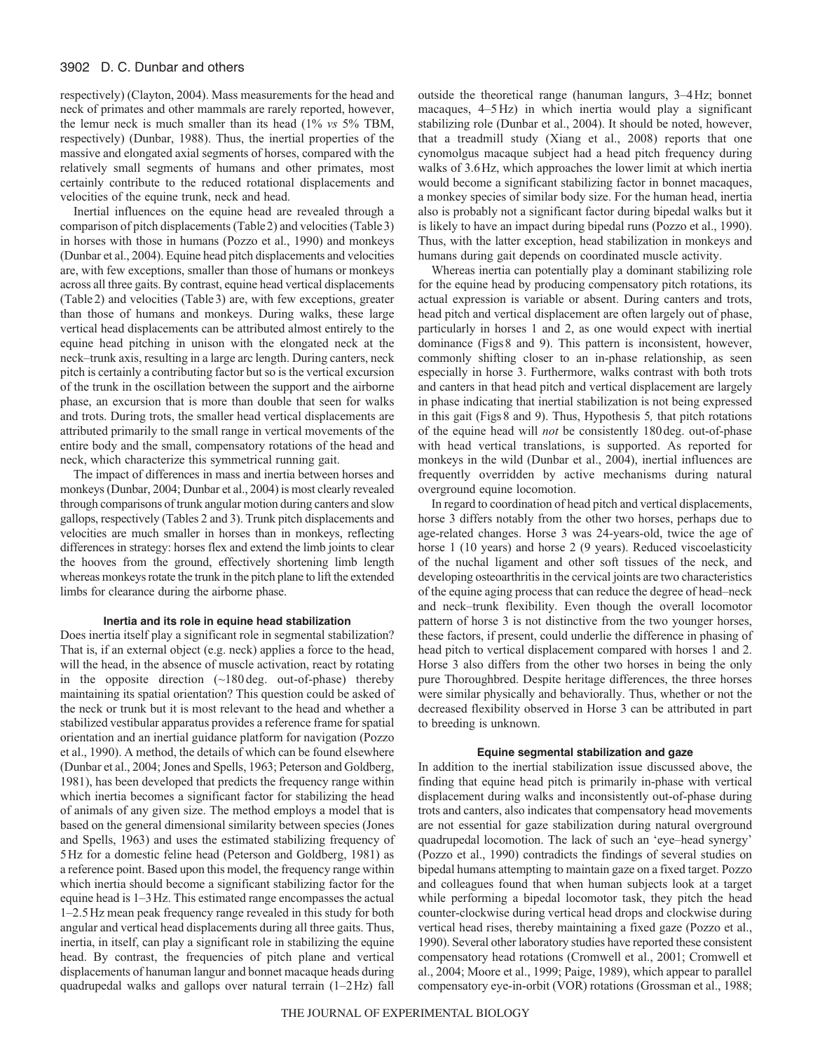respectively) (Clayton, 2004). Mass measurements for the head and neck of primates and other mammals are rarely reported, however, the lemur neck is much smaller than its head (1% *vs* 5% TBM, respectively) (Dunbar, 1988). Thus, the inertial properties of the massive and elongated axial segments of horses, compared with the relatively small segments of humans and other primates, most certainly contribute to the reduced rotational displacements and velocities of the equine trunk, neck and head.

Inertial influences on the equine head are revealed through a comparison of pitch displacements (Table 2) and velocities (Table 3) in horses with those in humans (Pozzo et al., 1990) and monkeys (Dunbar et al., 2004). Equine head pitch displacements and velocities are, with few exceptions, smaller than those of humans or monkeys across all three gaits. By contrast, equine head vertical displacements (Table 2) and velocities (Table 3) are, with few exceptions, greater than those of humans and monkeys. During walks, these large vertical head displacements can be attributed almost entirely to the equine head pitching in unison with the elongated neck at the neck–trunk axis, resulting in a large arc length. During canters, neck pitch is certainly a contributing factor but so is the vertical excursion of the trunk in the oscillation between the support and the airborne phase, an excursion that is more than double that seen for walks and trots. During trots, the smaller head vertical displacements are attributed primarily to the small range in vertical movements of the entire body and the small, compensatory rotations of the head and neck, which characterize this symmetrical running gait.

The impact of differences in mass and inertia between horses and monkeys (Dunbar, 2004; Dunbar et al., 2004) is most clearly revealed through comparisons of trunk angular motion during canters and slow gallops, respectively (Tables 2 and 3). Trunk pitch displacements and velocities are much smaller in horses than in monkeys, reflecting differences in strategy: horses flex and extend the limb joints to clear the hooves from the ground, effectively shortening limb length whereas monkeys rotate the trunk in the pitch plane to lift the extended limbs for clearance during the airborne phase.

### Inertia and its role in equine head stabilization

Does inertia itself play a significant role in segmental stabilization? That is, if an external object (e.g. neck) applies a force to the head, will the head, in the absence of muscle activation, react by rotating in the opposite direction (~180 deg. out-of-phase) thereby maintaining its spatial orientation? This question could be asked of the neck or trunk but it is most relevant to the head and whether a stabilized vestibular apparatus provides a reference frame for spatial orientation and an inertial guidance platform for navigation (Pozzo et al., 1990). A method, the details of which can be found elsewhere (Dunbar et al., 2004; Jones and Spells, 1963; Peterson and Goldberg, 1981), has been developed that predicts the frequency range within which inertia becomes a significant factor for stabilizing the head of animals of any given size. The method employs a model that is based on the general dimensional similarity between species (Jones and Spells, 1963) and uses the estimated stabilizing frequency of 5 Hz for a domestic feline head (Peterson and Goldberg, 1981) as a reference point. Based upon this model, the frequency range within which inertia should become a significant stabilizing factor for the equine head is 1–3 Hz. This estimated range encompasses the actual 1–2.5 Hz mean peak frequency range revealed in this study for both angular and vertical head displacements during all three gaits. Thus, inertia, in itself, can play a significant role in stabilizing the equine head. By contrast, the frequencies of pitch plane and vertical displacements of hanuman langur and bonnet macaque heads during quadrupedal walks and gallops over natural terrain (1–2 Hz) fall outside the theoretical range (hanuman langurs, 3–4 Hz; bonnet macaques, 4–5 Hz) in which inertia would play a significant stabilizing role (Dunbar et al., 2004). It should be noted, however, that a treadmill study (Xiang et al., 2008) reports that one cynomolgus macaque subject had a head pitch frequency during walks of 3.6 Hz, which approaches the lower limit at which inertia would become a significant stabilizing factor in bonnet macaques, a monkey species of similar body size. For the human head, inertia also is probably not a significant factor during bipedal walks but it is likely to have an impact during bipedal runs (Pozzo et al., 1990). Thus, with the latter exception, head stabilization in monkeys and humans during gait depends on coordinated muscle activity.

Whereas inertia can potentially play a dominant stabilizing role for the equine head by producing compensatory pitch rotations, its actual expression is variable or absent. During canters and trots, head pitch and vertical displacement are often largely out of phase, particularly in horses 1 and 2, as one would expect with inertial dominance (Figs 8 and 9). This pattern is inconsistent, however, commonly shifting closer to an in-phase relationship, as seen especially in horse 3. Furthermore, walks contrast with both trots and canters in that head pitch and vertical displacement are largely in phase indicating that inertial stabilization is not being expressed in this gait (Figs 8 and 9). Thus, Hypothesis 5, that pitch rotations of the equine head will *not* be consistently 180 deg. out-of-phase with head vertical translations, is supported. As reported for monkeys in the wild (Dunbar et al., 2004), inertial influences are frequently overridden by active mechanisms during natural overground equine locomotion.

In regard to coordination of head pitch and vertical displacements, horse 3 differs notably from the other two horses, perhaps due to age-related changes. Horse 3 was 24-years-old, twice the age of horse 1 (10 years) and horse 2 (9 years). Reduced viscoelasticity of the nuchal ligament and other soft tissues of the neck, and developing osteoarthritis in the cervical joints are two characteristics of the equine aging process that can reduce the degree of head–neck and neck–trunk flexibility. Even though the overall locomotor pattern of horse 3 is not distinctive from the two younger horses, these factors, if present, could underlie the difference in phasing of head pitch to vertical displacement compared with horses 1 and 2. Horse 3 also differs from the other two horses in being the only pure Thoroughbred. Despite heritage differences, the three horses were similar physically and behaviorally. Thus, whether or not the decreased flexibility observed in Horse 3 can be attributed in part to breeding is unknown.

### Equine segmental stabilization and gaze

In addition to the inertial stabilization issue discussed above, the finding that equine head pitch is primarily in-phase with vertical displacement during walks and inconsistently out-of-phase during trots and canters, also indicates that compensatory head movements are not essential for gaze stabilization during natural overground quadrupedal locomotion. The lack of such an 'eye–head synergy' (Pozzo et al., 1990) contradicts the findings of several studies on bipedal humans attempting to maintain gaze on a fixed target. Pozzo and colleagues found that when human subjects look at a target while performing a bipedal locomotor task, they pitch the head counter-clockwise during vertical head drops and clockwise during vertical head rises, thereby maintaining a fixed gaze (Pozzo et al., 1990). Several other laboratory studies have reported these consistent compensatory head rotations (Cromwell et al., 2001; Cromwell et al., 2004; Moore et al., 1999; Paige, 1989), which appear to parallel compensatory eye-in-orbit (VOR) rotations (Grossman et al., 1988;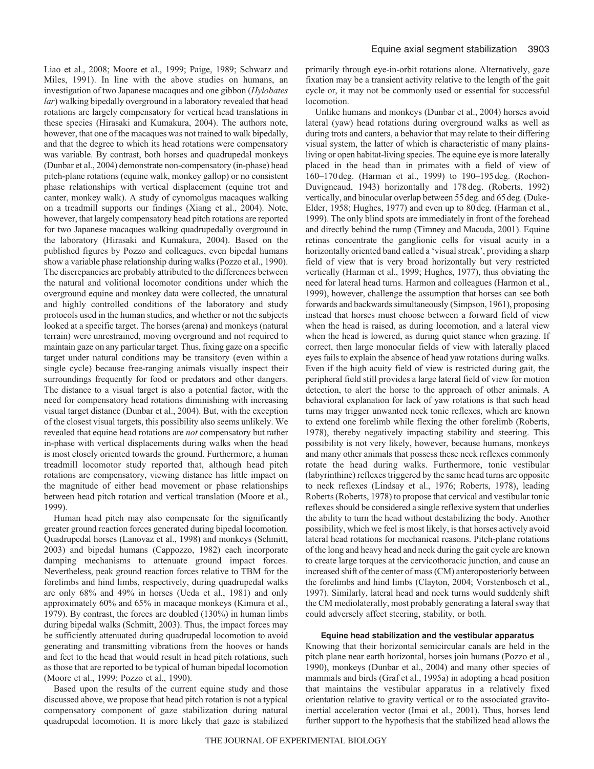Liao et al., 2008; Moore et al., 1999; Paige, 1989; Schwarz and Miles, 1991). In line with the above studies on humans, an investigation of two Japanese macaques and one gibbon (*Hylobates lar*) walking bipedally overground in a laboratory revealed that head rotations are largely compensatory for vertical head translations in these species (Hirasaki and Kumakura, 2004). The authors note, however, that one of the macaques was not trained to walk bipedally, and that the degree to which its head rotations were compensatory was variable. By contrast, both horses and quadrupedal monkeys (Dunbar et al., 2004) demonstrate non-compensatory (in-phase) head pitch-plane rotations (equine walk, monkey gallop) or no consistent phase relationships with vertical displacement (equine trot and canter, monkey walk). A study of cynomolgus macaques walking on a treadmill supports our findings (Xiang et al., 2004). Note, however, that largely compensatory head pitch rotations are reported for two Japanese macaques walking quadrupedally overground in the laboratory (Hirasaki and Kumakura, 2004). Based on the published figures by Pozzo and colleagues, even bipedal humans show a variable phase relationship during walks (Pozzo et al., 1990). The discrepancies are probably attributed to the differences between the natural and volitional locomotor conditions under which the overground equine and monkey data were collected, the unnatural and highly controlled conditions of the laboratory and study protocols used in the human studies, and whether or not the subjects looked at a specific target. The horses (arena) and monkeys (natural terrain) were unrestrained, moving overground and not required to maintain gaze on any particular target. Thus, fixing gaze on a specific target under natural conditions may be transitory (even within a single cycle) because free-ranging animals visually inspect their surroundings frequently for food or predators and other dangers. The distance to a visual target is also a potential factor, with the need for compensatory head rotations diminishing with increasing visual target distance (Dunbar et al., 2004). But, with the exception of the closest visual targets, this possibility also seems unlikely. We revealed that equine head rotations are *not* compensatory but rather in-phase with vertical displacements during walks when the head is most closely oriented towards the ground. Furthermore, a human treadmill locomotor study reported that, although head pitch rotations are compensatory, viewing distance has little impact on the magnitude of either head movement or phase relationships between head pitch rotation and vertical translation (Moore et al., 1999).

Human head pitch may also compensate for the significantly greater ground reaction forces generated during bipedal locomotion. Quadrupedal horses (Lanovaz et al., 1998) and monkeys (Schmitt, 2003) and bipedal humans (Cappozzo, 1982) each incorporate damping mechanisms to attenuate ground impact forces. Nevertheless, peak ground reaction forces relative to TBM for the forelimbs and hind limbs, respectively, during quadrupedal walks are only 68% and 49% in horses (Ueda et al., 1981) and only approximately 60% and 65% in macaque monkeys (Kimura et al., 1979). By contrast, the forces are doubled (130%) in human limbs during bipedal walks (Schmitt, 2003). Thus, the impact forces may be sufficiently attenuated during quadrupedal locomotion to avoid generating and transmitting vibrations from the hooves or hands and feet to the head that would result in head pitch rotations, such as those that are reported to be typical of human bipedal locomotion (Moore et al., 1999; Pozzo et al., 1990).

Based upon the results of the current equine study and those discussed above, we propose that head pitch rotation is not a typical compensatory component of gaze stabilization during natural quadrupedal locomotion. It is more likely that gaze is stabilized primarily through eye-in-orbit rotations alone. Alternatively, gaze fixation may be a transient activity relative to the length of the gait cycle or, it may not be commonly used or essential for successful locomotion.

Unlike humans and monkeys (Dunbar et al., 2004) horses avoid lateral (yaw) head rotations during overground walks as well as during trots and canters, a behavior that may relate to their differing visual system, the latter of which is characteristic of many plains-living or open habitat-living species. The equine eye is more laterally placed in the head than in primates with a field of view of 160–170 deg. (Harman et al., 1999) to 190–195 deg. (Rochon-Duvigneaud, 1943) horizontally and 178 deg. (Roberts, 1992) vertically, and binocular overlap between 55 deg. and 65 deg. (Duke-Elder, 1958; Hughes, 1977) and even up to 80 deg. (Harman et al., 1999). The only blind spots are immediately in front of the forehead and directly behind the rump (Timney and Macuda, 2001). Equine retinas concentrate the ganglionic cells for visual acuity in a horizontally oriented band called a 'visual streak', providing a sharp field of view that is very broad horizontally but very restricted vertically (Harman et al., 1999; Hughes, 1977), thus obviating the need for lateral head turns. Harmon and colleagues (Harmon et al., 1999), however, challenge the assumption that horses can see both forwards and backwards simultaneously (Simpson, 1961), proposing instead that horses must choose between a forward field of view when the head is raised, as during locomotion, and a lateral view when the head is lowered, as during quiet stance when grazing. If correct, then large monocular fields of view with laterally placed eyes fails to explain the absence of head yaw rotations during walks. Even if the high acuity field of view is restricted during gait, the peripheral field still provides a large lateral field of view for motion detection, to alert the horse to the approach of other animals. A behavioral explanation for lack of yaw rotations is that such head turns may trigger unwanted neck tonic reflexes, which are known to extend one forelimb while flexing the other forelimb (Roberts, 1978), thereby negatively impacting stability and steering. This possibility is not very likely, however, because humans, monkeys and many other animals that possess these neck reflexes commonly rotate the head during walks. Furthermore, tonic vestibular (labyrinthine) reflexes triggered by the same head turns are opposite to neck reflexes (Lindsay et al., 1976; Roberts, 1978), leading Roberts (Roberts, 1978) to propose that cervical and vestibular tonic reflexes should be considered a single reflexive system that underlies the ability to turn the head without destabilizing the body. Another possibility, which we feel is most likely, is that horses actively avoid lateral head rotations for mechanical reasons. Pitch-plane rotations of the long and heavy head and neck during the gait cycle are known to create large torques at the cervicothoracic junction, and cause an increased shift of the center of mass (CM) anteroposteriorly between the forelimbs and hind limbs (Clayton, 2004; Vorstenbosch et al., 1997). Similarly, lateral head and neck turns would suddenly shift the CM mediolaterally, most probably generating a lateral sway that could adversely affect steering, stability, or both.

### Equine head stabilization and the vestibular apparatus

Knowing that their horizontal semicircular canals are held in the pitch plane near earth horizontal, horses join humans (Pozzo et al., 1990), monkeys (Dunbar et al., 2004) and many other species of mammals and birds (Graf et al., 1995a) in adopting a head position that maintains the vestibular apparatus in a relatively fixed orientation relative to gravity vertical or to the associated gravito-inertial acceleration vector (Imai et al., 2001). Thus, horses lend further support to the hypothesis that the stabilized head allows the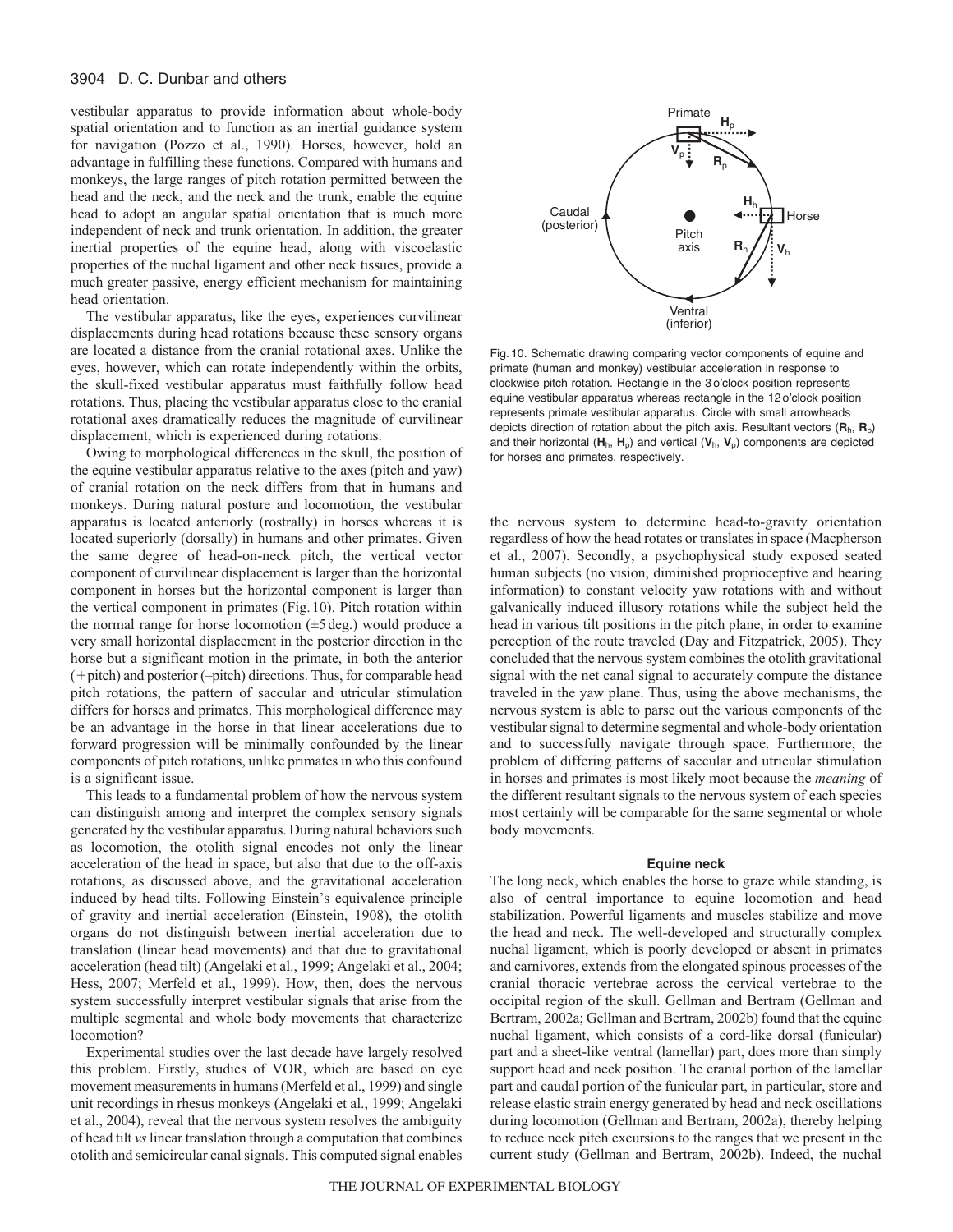vestibular apparatus to provide information about whole-body spatial orientation and to function as an inertial guidance system for navigation (Pozzo et al., 1990). Horses, however, hold an advantage in fulfilling these functions. Compared with humans and monkeys, the large ranges of pitch rotation permitted between the head and the neck, and the neck and the trunk, enable the equine head to adopt an angular spatial orientation that is much more independent of neck and trunk orientation. In addition, the greater inertial properties of the equine head, along with viscoelastic properties of the nuchal ligament and other neck tissues, provide a much greater passive, energy efficient mechanism for maintaining head orientation.

The vestibular apparatus, like the eyes, experiences curvilinear displacements during head rotations because these sensory organs are located a distance from the cranial rotational axes. Unlike the eyes, however, which can rotate independently within the orbits, the skull-fixed vestibular apparatus must faithfully follow head rotations. Thus, placing the vestibular apparatus close to the cranial rotational axes dramatically reduces the magnitude of curvilinear displacement, which is experienced during rotations.

Owing to morphological differences in the skull, the position of the equine vestibular apparatus relative to the axes (pitch and yaw) of cranial rotation on the neck differs from that in humans and monkeys. During natural posture and locomotion, the vestibular apparatus is located anteriorly (rostrally) in horses whereas it is located superiorly (dorsally) in humans and other primates. Given the same degree of head-on-neck pitch, the vertical vector component of curvilinear displacement is larger than the horizontal component in horses but the horizontal component is larger than the vertical component in primates (Fig. 10). Pitch rotation within the normal range for horse locomotion (±5 deg.) would produce a very small horizontal displacement in the posterior direction in the horse but a significant motion in the primate, in both the anterior (+pitch) and posterior (–pitch) directions. Thus, for comparable head pitch rotations, the pattern of saccular and utricular stimulation differs for horses and primates. This morphological difference may be an advantage in the horse in that linear accelerations due to forward progression will be minimally confounded by the linear components of pitch rotations, unlike primates in who this confound is a significant issue.

This leads to a fundamental problem of how the nervous system can distinguish among and interpret the complex sensory signals generated by the vestibular apparatus. During natural behaviors such as locomotion, the otolith signal encodes not only the linear acceleration of the head in space, but also that due to the off-axis rotations, as discussed above, and the gravitational acceleration induced by head tilts. Following Einstein's equivalence principle of gravity and inertial acceleration (Einstein, 1908), the otolith organs do not distinguish between inertial acceleration due to translation (linear head movements) and that due to gravitational acceleration (head tilt) (Angelaki et al., 1999; Angelaki et al., 2004; Hess, 2007; Merfeld et al., 1999). How, then, does the nervous system successfully interpret vestibular signals that arise from the multiple segmental and whole body movements that characterize locomotion?

Experimental studies over the last decade have largely resolved this problem. Firstly, studies of VOR, which are based on eye movement measurements in humans (Merfeld et al., 1999) and single unit recordings in rhesus monkeys (Angelaki et al., 1999; Angelaki et al., 2004), reveal that the nervous system resolves the ambiguity of head tilt *vs* linear translation through a computation that combines otolith and semicircular canal signals. This computed signal enables

Primate
$\mathbf{H}_p$
$\mathbf{V}_p$
$\mathbf{R}_p$
$\mathbf{H}_h$
Caudal (posterior)
Horse
Pitch axis
$\mathbf{R}_h$
$\mathbf{V}_h$
Ventral (inferior)

Fig. 10. Schematic drawing comparing vector components of equine and primate (human and monkey) vestibular acceleration in response to clockwise pitch rotation. Rectangle in the 3 o'clock position represents equine vestibular apparatus whereas rectangle in the 12 o'clock position represents primate vestibular apparatus. Circle with small arrowheads depicts direction of rotation about the pitch axis. Resultant vectors ($\mathbf{R}_h$, $\mathbf{R}_p$) and their horizontal ($\mathbf{H}_h$, $\mathbf{H}_p$) and vertical ($\mathbf{V}_h$, $\mathbf{V}_p$) components are depicted for horses and primates, respectively.

the nervous system to determine head-to-gravity orientation regardless of how the head rotates or translates in space (Macpherson et al., 2007). Secondly, a psychophysical study exposed seated human subjects (no vision, diminished proprioceptive and hearing information) to constant velocity yaw rotations with and without galvanically induced illusory rotations while the subject held the head in various tilt positions in the pitch plane, in order to examine perception of the route traveled (Day and Fitzpatrick, 2005). They concluded that the nervous system combines the otolith gravitational signal with the net canal signal to accurately compute the distance traveled in the yaw plane. Thus, using the above mechanisms, the nervous system is able to parse out the various components of the vestibular signal to determine segmental and whole-body orientation and to successfully navigate through space. Furthermore, the problem of differing patterns of saccular and utricular stimulation in horses and primates is most likely moot because the *meaning* of the different resultant signals to the nervous system of each species most certainly will be comparable for the same segmental or whole body movements.

### Equine neck

The long neck, which enables the horse to graze while standing, is also of central importance to equine locomotion and head stabilization. Powerful ligaments and muscles stabilize and move the head and neck. The well-developed and structurally complex nuchal ligament, which is poorly developed or absent in primates and carnivores, extends from the elongated spinous processes of the cranial thoracic vertebrae across the cervical vertebrae to the occipital region of the skull. Gellman and Bertram (Gellman and Bertram, 2002a; Gellman and Bertram, 2002b) found that the equine nuchal ligament, which consists of a cord-like dorsal (funicular) part and a sheet-like ventral (lamellar) part, does more than simply support head and neck position. The cranial portion of the lamellar part and caudal portion of the funicular part, in particular, store and release elastic strain energy generated by head and neck oscillations during locomotion (Gellman and Bertram, 2002a), thereby helping to reduce neck pitch excursions to the ranges that we present in the current study (Gellman and Bertram, 2002b). Indeed, the nuchal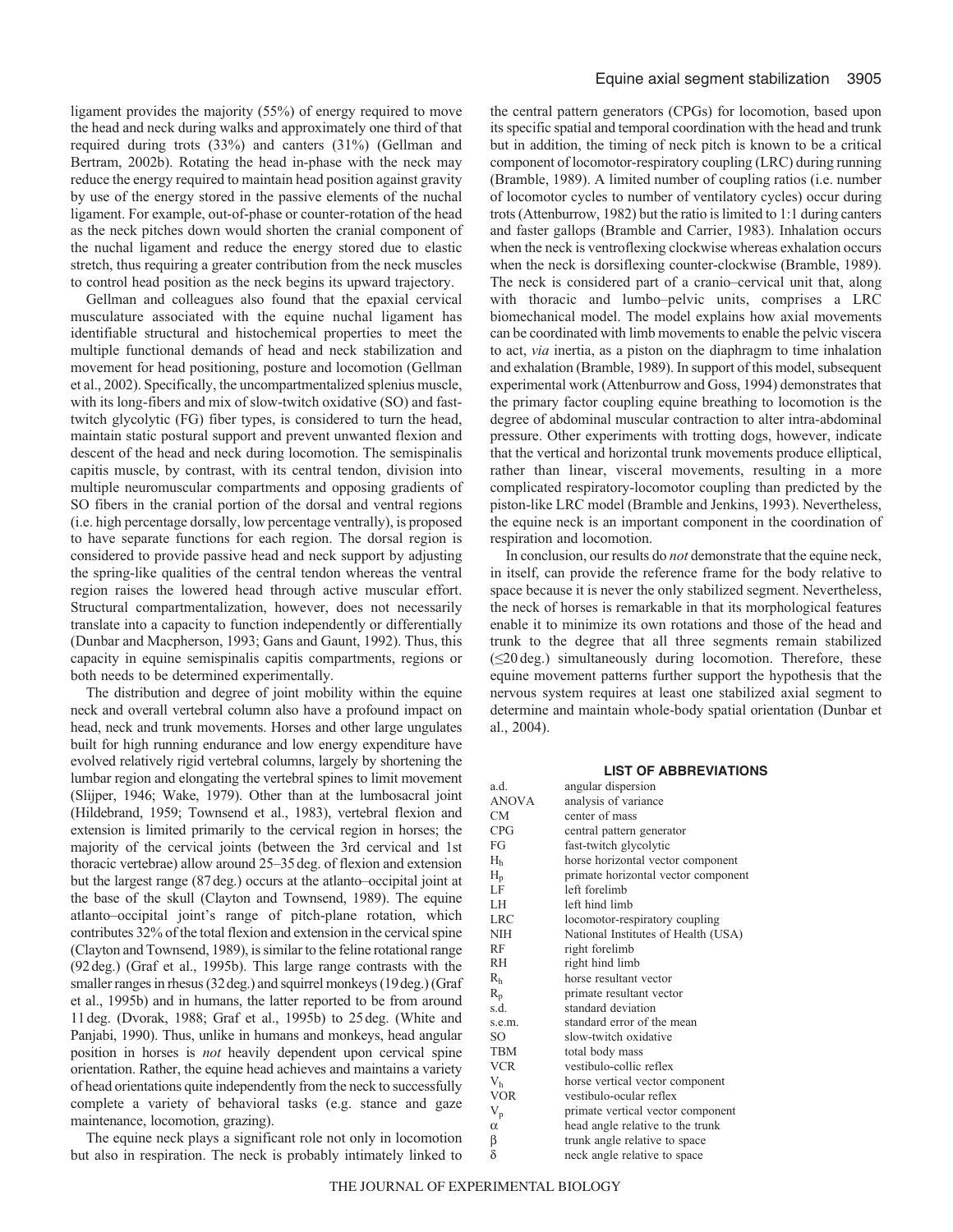ligament provides the majority (55%) of energy required to move the head and neck during walks and approximately one third of that required during trots (33%) and canters (31%) (Gellman and Bertram, 2002b). Rotating the head in-phase with the neck may reduce the energy required to maintain head position against gravity by use of the energy stored in the passive elements of the nuchal ligament. For example, out-of-phase or counter-rotation of the head as the neck pitches down would shorten the cranial component of the nuchal ligament and reduce the energy stored due to elastic stretch, thus requiring a greater contribution from the neck muscles to control head position as the neck begins its upward trajectory.

Gellman and colleagues also found that the epaxial cervical musculature associated with the equine nuchal ligament has identifiable structural and histochemical properties to meet the multiple functional demands of head and neck stabilization and movement for head positioning, posture and locomotion (Gellman et al., 2002). Specifically, the uncompartmentalized splenius muscle, with its long-fibers and mix of slow-twitch oxidative (SO) and fast-twitch glycolytic (FG) fiber types, is considered to turn the head, maintain static postural support and prevent unwanted flexion and descent of the head and neck during locomotion. The semispinalis capitis muscle, by contrast, with its central tendon, division into multiple neuromuscular compartments and opposing gradients of SO fibers in the cranial portion of the dorsal and ventral regions (i.e. high percentage dorsally, low percentage ventrally), is proposed to have separate functions for each region. The dorsal region is considered to provide passive head and neck support by adjusting the spring-like qualities of the central tendon whereas the ventral region raises the lowered head through active muscular effort. Structural compartmentalization, however, does not necessarily translate into a capacity to function independently or differentially (Dunbar and Macpherson, 1993; Gans and Gaunt, 1992). Thus, this capacity in equine semispinalis capitis compartments, regions or both needs to be determined experimentally.

The distribution and degree of joint mobility within the equine neck and overall vertebral column also have a profound impact on head, neck and trunk movements. Horses and other large ungulates built for high running endurance and low energy expenditure have evolved relatively rigid vertebral columns, largely by shortening the lumbar region and elongating the vertebral spines to limit movement (Slijper, 1946; Wake, 1979). Other than at the lumbosacral joint (Hildebrand, 1959; Townsend et al., 1983), vertebral flexion and extension is limited primarily to the cervical region in horses; the majority of the cervical joints (between the 3rd cervical and 1st thoracic vertebrae) allow around 25–35 deg. of flexion and extension but the largest range (87 deg.) occurs at the atlanto–occipital joint at the base of the skull (Clayton and Townsend, 1989). The equine atlanto–occipital joint's range of pitch-plane rotation, which contributes 32% of the total flexion and extension in the cervical spine (Clayton and Townsend, 1989), is similar to the feline rotational range (92 deg.) (Graf et al., 1995b). This large range contrasts with the smaller ranges in rhesus (32 deg.) and squirrel monkeys (19 deg.) (Graf et al., 1995b) and in humans, the latter reported to be from around 11 deg. (Dvorak, 1988; Graf et al., 1995b) to 25 deg. (White and Panjabi, 1990). Thus, unlike in humans and monkeys, head angular position in horses is *not* heavily dependent upon cervical spine orientation. Rather, the equine head achieves and maintains a variety of head orientations quite independently from the neck to successfully complete a variety of behavioral tasks (e.g. stance and gaze maintenance, locomotion, grazing).

The equine neck plays a significant role not only in locomotion but also in respiration. The neck is probably intimately linked to the central pattern generators (CPGs) for locomotion, based upon its specific spatial and temporal coordination with the head and trunk but in addition, the timing of neck pitch is known to be a critical component of locomotor-respiratory coupling (LRC) during running (Bramble, 1989). A limited number of coupling ratios (i.e. number of locomotor cycles to number of ventilatory cycles) occur during trots (Attenburrow, 1982) but the ratio is limited to 1:1 during canters and faster gallops (Bramble and Carrier, 1983). Inhalation occurs when the neck is ventroflexing clockwise whereas exhalation occurs when the neck is dorsiflexing counter-clockwise (Bramble, 1989). The neck is considered part of a cranio–cervical unit that, along with thoracic and lumbo–pelvic units, comprises a LRC biomechanical model. The model explains how axial movements can be coordinated with limb movements to enable the pelvic viscera to act, *via* inertia, as a piston on the diaphragm to time inhalation and exhalation (Bramble, 1989). In support of this model, subsequent experimental work (Attenburrow and Goss, 1994) demonstrates that the primary factor coupling equine breathing to locomotion is the degree of abdominal muscular contraction to alter intra-abdominal pressure. Other experiments with trotting dogs, however, indicate that the vertical and horizontal trunk movements produce elliptical, rather than linear, visceral movements, resulting in a more complicated respiratory-locomotor coupling than predicted by the piston-like LRC model (Bramble and Jenkins, 1993). Nevertheless, the equine neck is an important component in the coordination of respiration and locomotion.

In conclusion, our results do *not* demonstrate that the equine neck, in itself, can provide the reference frame for the body relative to space because it is never the only stabilized segment. Nevertheless, the neck of horses is remarkable in that its morphological features enable it to minimize its own rotations and those of the head and trunk to the degree that all three segments remain stabilized (≤20 deg.) simultaneously during locomotion. Therefore, these equine movement patterns further support the hypothesis that the nervous system requires at least one stabilized axial segment to determine and maintain whole-body spatial orientation (Dunbar et al., 2004).

## LIST OF ABBREVIATIONS

| | |
|---|---|
| a.d. | angular dispersion |
| ANOVA | analysis of variance |
| CM | center of mass |
| CPG | central pattern generator |
| FG | fast-twitch glycolytic |
| $H_h$ | horse horizontal vector component |
| $H_p$ | primate horizontal vector component |
| LF | left forelimb |
| LH | left hind limb |
| LRC | locomotor-respiratory coupling |
| NIH | National Institutes of Health (USA) |
| RF | right forelimb |
| RH | right hind limb |
| $R_h$ | horse resultant vector |
| $R_p$ | primate resultant vector |
| s.d. | standard deviation |
| s.e.m. | standard error of the mean |
| SO | slow-twitch oxidative |
| TBM | total body mass |
| VCR | vestibulo-collic reflex |
| $V_h$ | horse vertical vector component |
| VOR | vestibulo-ocular reflex |
| $V_p$ | primate vertical vector component |
| $\alpha$ | head angle relative to the trunk |
| $\beta$ | trunk angle relative to space |
| $\delta$ | neck angle relative to space |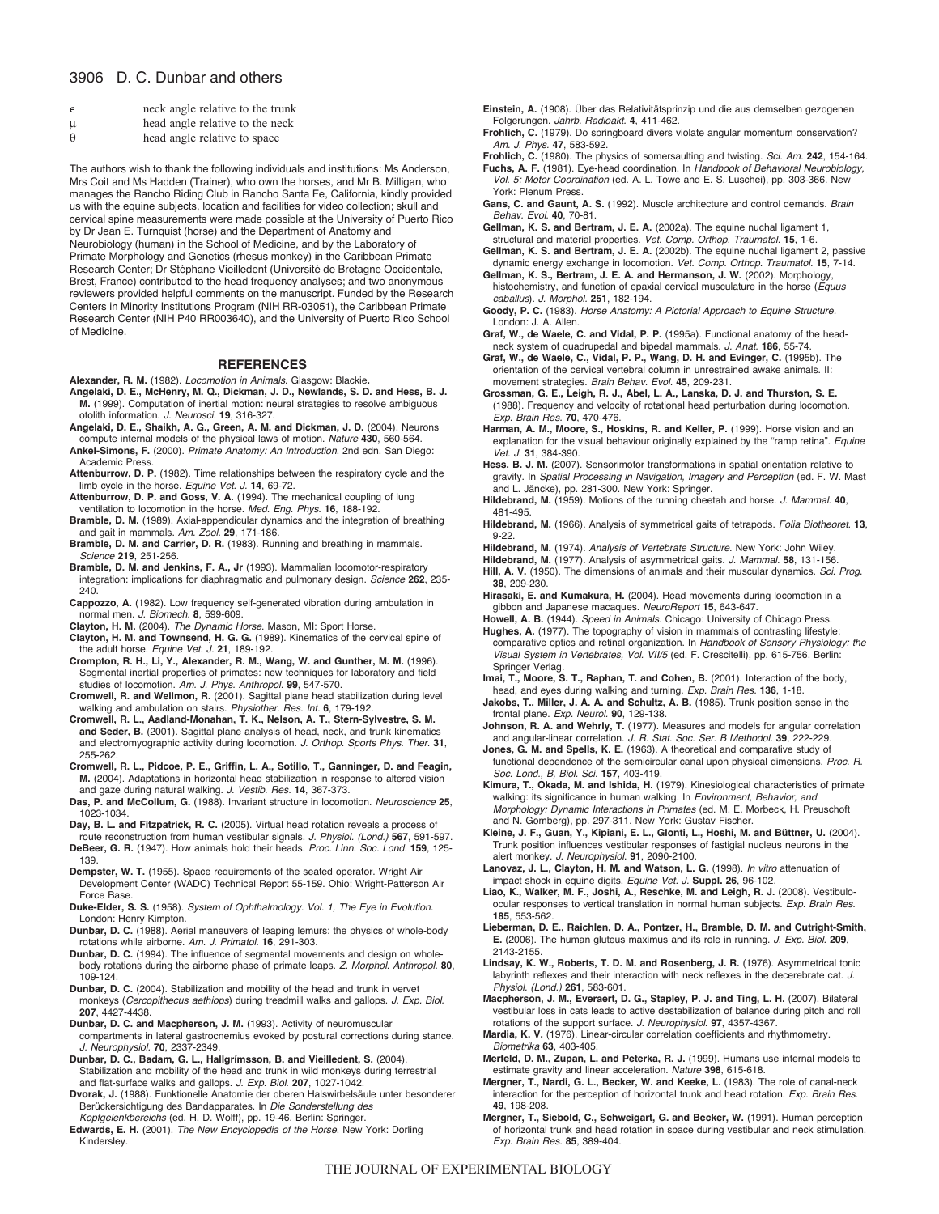| | |
|---|---|
| $\epsilon$ | neck angle relative to the trunk |
| $\mu$ | head angle relative to the neck |
| $\theta$ | head angle relative to space |

The authors wish to thank the following individuals and institutions: Ms Anderson, Mrs Coit and Ms Hadden (Trainer), who own the horses, and Mr B. Milligan, who manages the Rancho Riding Club in Rancho Santa Fe, California, kindly provided us with the equine subjects, location and facilities for video collection; skull and cervical spine measurements were made possible at the University of Puerto Rico by Dr Jean E. Turnquist (horse) and the Department of Anatomy and Neurobiology (human) in the School of Medicine, and by the Laboratory of Primate Morphology and Genetics (rhesus monkey) in the Caribbean Primate Research Center; Dr Stéphane Vieilledent (Université de Bretagne Occidentale, Brest, France) contributed to the head frequency analyses; and two anonymous reviewers provided helpful comments on the manuscript. Funded by the Research Centers in Minority Institutions Program (NIH RR-03051), the Caribbean Primate Research Center (NIH P40 RR003640), and the University of Puerto Rico School of Medicine.

## REFERENCES

**Alexander, R. M.** (1982). *Locomotion in Animals*. Glasgow: Blackie.

**Angelaki, D. E., McHenry, M. Q., Dickman, J. D., Newlands, S. D. and Hess, B. J. M.** (1999). Computation of inertial motion: neural strategies to resolve ambiguous otolith information. *J. Neurosci.* **19**, 316-327.

**Angelaki, D. E., Shaikh, A. G., Green, A. M. and Dickman, J. D.** (2004). Neurons compute internal models of the physical laws of motion. *Nature* **430**, 560-564.

**Ankel-Simons, F.** (2000). *Primate Anatomy: An Introduction*. 2nd edn. San Diego: Academic Press.

**Attenburrow, D. P.** (1982). Time relationships between the respiratory cycle and the limb cycle in the horse. *Equine Vet. J.* **14**, 69-72.

**Attenburrow, D. P. and Goss, V. A.** (1994). The mechanical coupling of lung ventilation to locomotion in the horse. *Med. Eng. Phys.* **16**, 188-192.

**Bramble, D. M.** (1989). Axial-appendicular dynamics and the integration of breathing and gait in mammals. *Am. Zool.* **29**, 171-186.

**Bramble, D. M. and Carrier, D. R.** (1983). Running and breathing in mammals. *Science* **219**, 251-256.

**Bramble, D. M. and Jenkins, F. A., Jr** (1993). Mammalian locomotor-respiratory integration: implications for diaphragmatic and pulmonary design. *Science* **262**, 235-240.

**Cappozzo, A.** (1982). Low frequency self-generated vibration during ambulation in normal men. *J. Biomech.* **8**, 599-609.

**Clayton, H. M.** (2004). *The Dynamic Horse*. Mason, MI: Sport Horse.

**Clayton, H. M. and Townsend, H. G. G.** (1989). Kinematics of the cervical spine of the adult horse. *Equine Vet. J.* **21**, 189-192.

**Crompton, R. H., Li, Y., Alexander, R. M., Wang, W. and Gunther, M. M.** (1996). Segmental inertial properties of primates: new techniques for laboratory and field studies of locomotion. *Am. J. Phys. Anthropol.* **99**, 547-570.

**Cromwell, R. and Wellmon, R.** (2001). Sagittal plane head stabilization during level walking and ambulation on stairs. *Physiother. Res. Int.* **6**, 179-192.

**Cromwell, R. L., Aadland-Monahan, T. K., Nelson, A. T., Stern-Sylvestre, S. M. and Seder, B.** (2001). Sagittal plane analysis of head, neck, and trunk kinematics and electromyographic activity during locomotion. *J. Orthop. Sports Phys. Ther.* **31**, 255-262.

**Cromwell, R. L., Pidcoe, P. E., Griffin, L. A., Sotillo, T., Ganninger, D. and Feagin, M.** (2004). Adaptations in horizontal head stabilization in response to altered vision and gaze during natural walking. *J. Vestib. Res.* **14**, 367-373.

**Das, P. and McCollum, G.** (1988). Invariant structure in locomotion. *Neuroscience* **25**, 1023-1034.

**Day, B. L. and Fitzpatrick, R. C.** (2005). Virtual head rotation reveals a process of route reconstruction from human vestibular signals. *J. Physiol. (Lond.)* **567**, 591-597.

**DeBeer, G. R.** (1947). How animals hold their heads. *Proc. Linn. Soc. Lond.* **159**, 125-139.

**Dempster, W. T.** (1955). Space requirements of the seated operator. Wright Air Development Center (WADC) Technical Report 55-159. Ohio: Wright-Patterson Air Force Base.

**Duke-Elder, S. S.** (1958). *System of Ophthalmology. Vol. 1, The Eye in Evolution*. London: Henry Kimpton.

**Dunbar, D. C.** (1988). Aerial maneuvers of leaping lemurs: the physics of whole-body rotations while airborne. *Am. J. Primatol.* **16**, 291-303.

**Dunbar, D. C.** (1994). The influence of segmental movements and design on whole-body rotations during the airborne phase of primate leaps. *Z. Morphol. Anthropol.* **80**, 109-124.

**Dunbar, D. C.** (2004). Stabilization and mobility of the head and trunk in vervet monkeys (*Cercopithecus aethiops*) during treadmill walks and gallops. *J. Exp. Biol.* **207**, 4427-4438.

**Dunbar, D. C. and Macpherson, J. M.** (1993). Activity of neuromuscular compartments in lateral gastrocnemius evoked by postural corrections during stance. *J. Neurophysiol.* **70**, 2337-2349.

**Dunbar, D. C., Badam, G. L., Hallgrímsson, B. and Vieilledent, S.** (2004). Stabilization and mobility of the head and trunk in wild monkeys during terrestrial and flat-surface walks and gallops. *J. Exp. Biol.* **207**, 1027-1042.

**Dvorak, J.** (1988). Funktionelle Anatomie der oberen Halswirbelsäule unter besonderer Berücksichtigung des Bandapparates. In *Die Sonderstellung des Kopfgelenkbereichs* (ed. H. D. Wolff), pp. 19-46. Berlin: Springer.

**Edwards, E. H.** (2001). *The New Encyclopedia of the Horse*. New York: Dorling Kindersley.

**Einstein, A.** (1908). Über das Relativitätsprinzip und die aus demselben gezogenen Folgerungen. *Jahrb. Radioakt.* **4**, 411-462.

**Frohlich, C.** (1979). Do springboard divers violate angular momentum conservation? *Am. J. Phys.* **47**, 583-592.

**Frohlich, C.** (1980). The physics of somersaulting and twisting. *Sci. Am.* **242**, 154-164.

**Fuchs, A. F.** (1981). Eye-head coordination. In *Handbook of Behavioral Neurobiology, Vol. 5: Motor Coordination* (ed. A. L. Towe and E. S. Luschei), pp. 303-366. New York: Plenum Press.

**Gans, C. and Gaunt, A. S.** (1992). Muscle architecture and control demands. *Brain Behav. Evol.* **40**, 70-81.

**Gellman, K. S. and Bertram, J. E. A.** (2002a). The equine nuchal ligament 1, structural and material properties. *Vet. Comp. Orthop. Traumatol.* **15**, 1-6.

**Gellman, K. S. and Bertram, J. E. A.** (2002b). The equine nuchal ligament 2, passive dynamic energy exchange in locomotion. *Vet. Comp. Orthop. Traumatol.* **15**, 7-14.

**Gellman, K. S., Bertram, J. E. A. and Hermanson, J. W.** (2002). Morphology, histochemistry, and function of epaxial cervical musculature in the horse (*Equus caballus*). *J. Morphol.* **251**, 182-194.

**Goody, P. C.** (1983). *Horse Anatomy: A Pictorial Approach to Equine Structure*. London: J. A. Allen.

**Graf, W., de Waele, C. and Vidal, P. P.** (1995a). Functional anatomy of the head-neck system of quadrupedal and bipedal mammals. *J. Anat.* **186**, 55-74.

**Graf, W., de Waele, C., Vidal, P. P., Wang, D. H. and Evinger, C.** (1995b). The orientation of the cervical vertebral column in unrestrained awake animals. II: movement strategies. *Brain Behav. Evol.* **45**, 209-231.

**Grossman, G. E., Leigh, R. J., Abel, L. A., Lanska, D. J. and Thurston, S. E.** (1988). Frequency and velocity of rotational head perturbation during locomotion. *Exp. Brain Res.* **70**, 470-476.

**Harman, A. M., Moore, S., Hoskins, R. and Keller, P.** (1999). Horse vision and an explanation for the visual behaviour originally explained by the "ramp retina". *Equine Vet. J.* **31**, 384-390.

**Hess, B. J. M.** (2007). Sensorimotor transformations in spatial orientation relative to gravity. In *Spatial Processing in Navigation, Imagery and Perception* (ed. F. W. Mast and L. Jäncke), pp. 281-300. New York: Springer.

**Hildebrand, M.** (1959). Motions of the running cheetah and horse. *J. Mammal.* **40**, 481-495.

**Hildebrand, M.** (1966). Analysis of symmetrical gaits of tetrapods. *Folia Biotheoret.* **13**, 9-22.

**Hildebrand, M.** (1974). *Analysis of Vertebrate Structure*. New York: John Wiley.

**Hildebrand, M.** (1977). Analysis of asymmetrical gaits. *J. Mammal.* **58**, 131-156.

**Hill, A. V.** (1950). The dimensions of animals and their muscular dynamics. *Sci. Prog.* **38**, 209-230.

**Hirasaki, E. and Kumakura, H.** (2004). Head movements during locomotion in a gibbon and Japanese macaques. *NeuroReport* **15**, 643-647.

**Howell, A. B.** (1944). *Speed in Animals*. Chicago: University of Chicago Press.

**Hughes, A.** (1977). The topography of vision in mammals of contrasting lifestyle: comparative optics and retinal organization. In *Handbook of Sensory Physiology: the Visual System in Vertebrates, Vol. VII/5* (ed. F. Crescitelli), pp. 615-756. Berlin: Springer Verlag.

**Imai, T., Moore, S. T., Raphan, T. and Cohen, B.** (2001). Interaction of the body, head, and eyes during walking and turning. *Exp. Brain Res.* **136**, 1-18.

**Jakobs, T., Miller, J. A. A. and Schultz, A. B.** (1985). Trunk position sense in the frontal plane. *Exp. Neurol.* **90**, 129-138.

**Johnson, R. A. and Wehrly, T.** (1977). Measures and models for angular correlation and angular-linear correlation. *J. R. Stat. Soc. Ser. B Methodol.* **39**, 222-229.

**Jones, G. M. and Spells, K. E.** (1963). A theoretical and comparative study of functional dependence of the semicircular canal upon physical dimensions. *Proc. R. Soc. Lond., B, Biol. Sci.* **157**, 403-419.

**Kimura, T., Okada, M. and Ishida, H.** (1979). Kinesiological characteristics of primate walking: its significance in human walking. In *Environment, Behavior, and Morphology: Dynamic Interactions in Primates* (ed. M. E. Morbeck, H. Preuschoft and N. Gomberg), pp. 297-311. New York: Gustav Fischer.

**Kleine, J. F., Guan, Y., Kipiani, E. L., Glonti, L., Hoshi, M. and Büttner, U.** (2004). Trunk position influences vestibular responses of fastigial nucleus neurons in the alert monkey. *J. Neurophysiol.* **91**, 2090-2100.

**Lanovaz, J. L., Clayton, H. M. and Watson, L. G.** (1998). *In vitro* attenuation of impact shock in equine digits. *Equine Vet. J.* **Suppl. 26**, 96-102.

**Liao, K., Walker, M. F., Joshi, A., Reschke, M. and Leigh, R. J.** (2008). Vestibulo-ocular responses to vertical translation in normal human subjects. *Exp. Brain Res.* **185**, 553-562.

**Lieberman, D. E., Raichlen, D. A., Pontzer, H., Bramble, D. M. and Cutright-Smith, E.** (2006). The human gluteus maximus and its role in running. *J. Exp. Biol.* **209**, 2143-2155.

**Lindsay, K. W., Roberts, T. D. M. and Rosenberg, J. R.** (1976). Asymmetrical tonic labyrinth reflexes and their interaction with neck reflexes in the decerebrate cat. *J. Physiol. (Lond.)* **261**, 583-601.

**Macpherson, J. M., Everaert, D. G., Stapley, P. J. and Ting, L. H.** (2007). Bilateral vestibular loss in cats leads to active destabilization of balance during pitch and roll rotations of the support surface. *J. Neurophysiol.* **97**, 4357-4367.

**Mardia, K. V.** (1976). Linear-circular correlation coefficients and rhythmometry. *Biometrika* **63**, 403-405.

**Merfeld, D. M., Zupan, L. and Peterka, R. J.** (1999). Humans use internal models to estimate gravity and linear acceleration. *Nature* **398**, 615-618.

**Mergner, T., Nardi, G. L., Becker, W. and Keeke, L.** (1983). The role of canal-neck interaction for the perception of horizontal trunk and head rotation. *Exp. Brain Res.* **49**, 198-208.

**Mergner, T., Siebold, C., Schweigart, G. and Becker, W.** (1991). Human perception of horizontal trunk and head rotation in space during vestibular and neck stimulation. *Exp. Brain Res.* **85**, 389-404.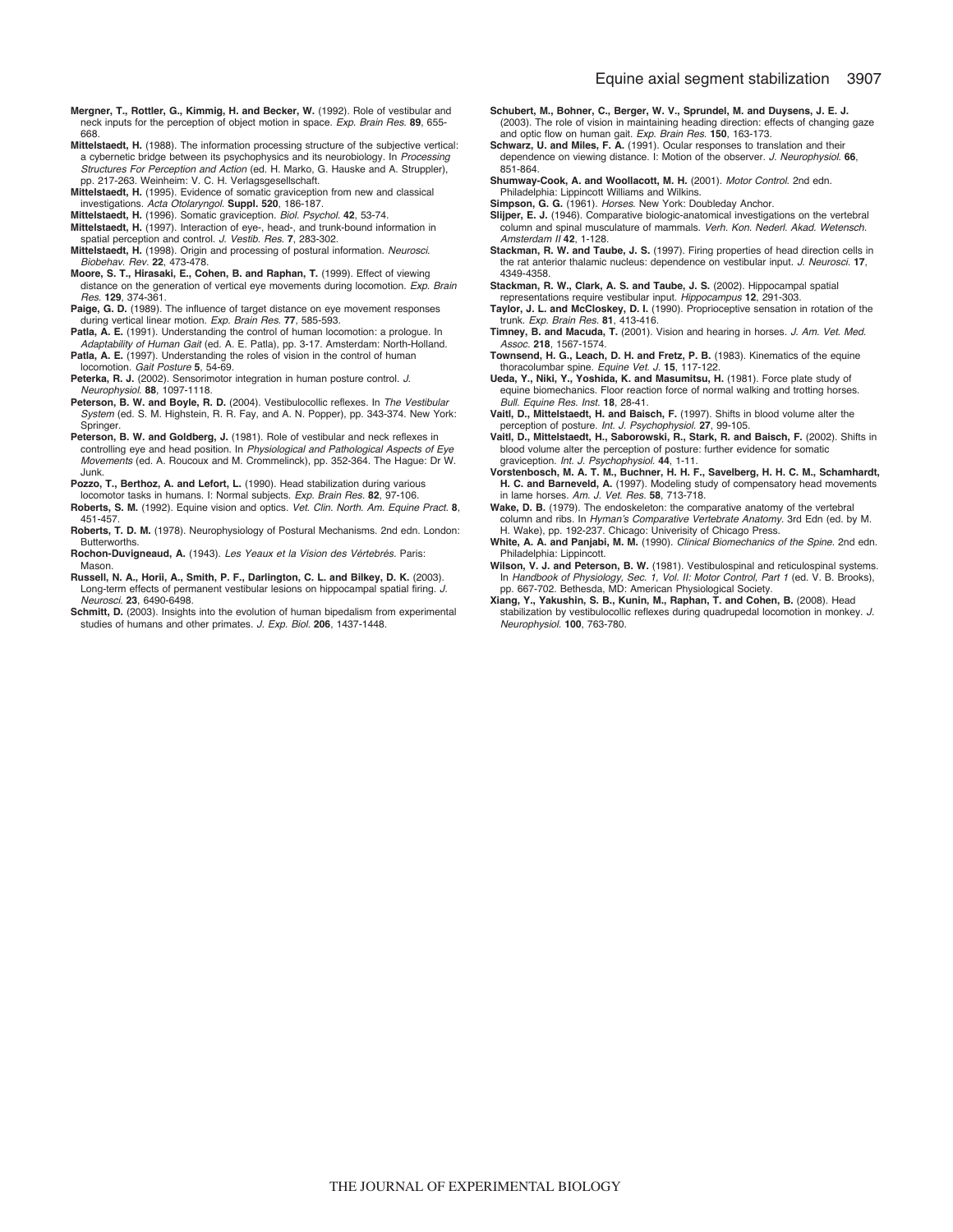**Mergner, T., Rottler, G., Kimmig, H. and Becker, W.** (1992). Role of vestibular and neck inputs for the perception of object motion in space. *Exp. Brain Res.* **89**, 655-668.

**Mittelstaedt, H.** (1988). The information processing structure of the subjective vertical: a cybernetic bridge between its psychophysics and its neurobiology. In *Processing Structures For Perception and Action* (ed. H. Marko, G. Hauske and A. Struppler), pp. 217-263. Weinheim: V. C. H. Verlagsgesellschaft.

**Mittelstaedt, H.** (1995). Evidence of somatic graviception from new and classical investigations. *Acta Otolaryngol.* **Suppl. 520**, 186-187.

**Mittelstaedt, H.** (1996). Somatic graviception. *Biol. Psychol.* **42**, 53-74.

**Mittelstaedt, H.** (1997). Interaction of eye-, head-, and trunk-bound information in spatial perception and control. *J. Vestib. Res.* **7**, 283-302.

**Mittelstaedt, H.** (1998). Origin and processing of postural information. *Neurosci. Biobehav. Rev.* **22**, 473-478.

**Moore, S. T., Hirasaki, E., Cohen, B. and Raphan, T.** (1999). Effect of viewing distance on the generation of vertical eye movements during locomotion. *Exp. Brain Res.* **129**, 374-361.

**Paige, G. D.** (1989). The influence of target distance on eye movement responses during vertical linear motion. *Exp. Brain Res.* **77**, 585-593.

**Patla, A. E.** (1991). Understanding the control of human locomotion: a prologue. In *Adaptability of Human Gait* (ed. A. E. Patla), pp. 3-17. Amsterdam: North-Holland.

**Patla, A. E.** (1997). Understanding the roles of vision in the control of human locomotion. *Gait Posture* **5**, 54-69.

**Peterka, R. J.** (2002). Sensorimotor integration in human posture control. *J. Neurophysiol.* **88**, 1097-1118.

**Peterson, B. W. and Boyle, R. D.** (2004). Vestibulocollic reflexes. In *The Vestibular System* (ed. S. M. Highstein, R. R. Fay, and A. N. Popper), pp. 343-374. New York: Springer.

**Peterson, B. W. and Goldberg, J.** (1981). Role of vestibular and neck reflexes in controlling eye and head position. In *Physiological and Pathological Aspects of Eye Movements* (ed. A. Roucoux and M. Crommelinck), pp. 352-364. The Hague: Dr W. Junk.

**Pozzo, T., Berthoz, A. and Lefort, L.** (1990). Head stabilization during various locomotor tasks in humans. I: Normal subjects. *Exp. Brain Res.* **82**, 97-106.

**Roberts, S. M.** (1992). Equine vision and optics. *Vet. Clin. North. Am. Equine Pract.* **8**, 451-457.

**Roberts, T. D. M.** (1978). Neurophysiology of Postural Mechanisms. 2nd edn. London: Butterworths.

**Rochon-Duvigneaud, A.** (1943). *Les Yeaux et la Vision des Vértebrés*. Paris: Mason.

**Russell, N. A., Horii, A., Smith, P. F., Darlington, C. L. and Bilkey, D. K.** (2003). Long-term effects of permanent vestibular lesions on hippocampal spatial firing. *J. Neurosci.* **23**, 6490-6498.

**Schmitt, D.** (2003). Insights into the evolution of human bipedalism from experimental studies of humans and other primates. *J. Exp. Biol.* **206**, 1437-1448.

**Schubert, M., Bohner, C., Berger, W. V., Sprundel, M. and Duysens, J. E. J.** (2003). The role of vision in maintaining heading direction: effects of changing gaze and optic flow on human gait. *Exp. Brain Res.* **150**, 163-173.

**Schwarz, U. and Miles, F. A.** (1991). Ocular responses to translation and their dependence on viewing distance. I: Motion of the observer. *J. Neurophysiol.* **66**, 851-864.

**Shumway-Cook, A. and Woollacott, M. H.** (2001). *Motor Control.* 2nd edn. Philadelphia: Lippincott Williams and Wilkins.

**Simpson, G. G.** (1961). *Horses*. New York: Doubleday Anchor.

**Slijper, E. J.** (1946). Comparative biologic-anatomical investigations on the vertebral column and spinal musculature of mammals. *Verh. Kon. Nederl. Akad. Wetensch. Amsterdam II* **42**, 1-128.

**Stackman, R. W. and Taube, J. S.** (1997). Firing properties of head direction cells in the rat anterior thalamic nucleus: dependence on vestibular input. *J. Neurosci.* **17**, 4349-4358.

**Stackman, R. W., Clark, A. S. and Taube, J. S.** (2002). Hippocampal spatial representations require vestibular input. *Hippocampus* **12**, 291-303.

**Taylor, J. L. and McCloskey, D. I.** (1990). Proprioceptive sensation in rotation of the trunk. *Exp. Brain Res.* **81**, 413-416.

**Timney, B. and Macuda, T.** (2001). Vision and hearing in horses. *J. Am. Vet. Med. Assoc.* **218**, 1567-1574.

**Townsend, H. G., Leach, D. H. and Fretz, P. B.** (1983). Kinematics of the equine thoracolumbar spine. *Equine Vet. J.* **15**, 117-122.

**Ueda, Y., Niki, Y., Yoshida, K. and Masumitsu, H.** (1981). Force plate study of equine biomechanics. Floor reaction force of normal walking and trotting horses. *Bull. Equine Res. Inst.* **18**, 28-41.

**Vaitl, D., Mittelstaedt, H. and Baisch, F.** (1997). Shifts in blood volume alter the perception of posture. *Int. J. Psychophysiol.* **27**, 99-105.

**Vaitl, D., Mittelstaedt, H., Saborowski, R., Stark, R. and Baisch, F.** (2002). Shifts in blood volume alter the perception of posture: further evidence for somatic graviception. *Int. J. Psychophysiol.* **44**, 1-11.

**Vorstenbosch, M. A. T. M., Buchner, H. H. F., Savelberg, H. H. C. M., Schamhardt, H. C. and Barneveld, A.** (1997). Modeling study of compensatory head movements in lame horses. *Am. J. Vet. Res.* **58**, 713-718.

**Wake, D. B.** (1979). The endoskeleton: the comparative anatomy of the vertebral column and ribs. In *Hyman's Comparative Vertebrate Anatomy*. 3rd Edn (ed. by M. H. Wake), pp. 192-237. Chicago: Univerisity of Chicago Press.

**White, A. A. and Panjabi, M. M.** (1990). *Clinical Biomechanics of the Spine.* 2nd edn. Philadelphia: Lippincott.

**Wilson, V. J. and Peterson, B. W.** (1981). Vestibulospinal and reticulospinal systems. In *Handbook of Physiology, Sec. 1, Vol. II: Motor Control, Part 1* (ed. V. B. Brooks), pp. 667-702. Bethesda, MD: American Physiological Society.

**Xiang, Y., Yakushin, S. B., Kunin, M., Raphan, T. and Cohen, B.** (2008). Head stabilization by vestibulocollic reflexes during quadrupedal locomotion in monkey. *J. Neurophysiol.* **100**, 763-780.